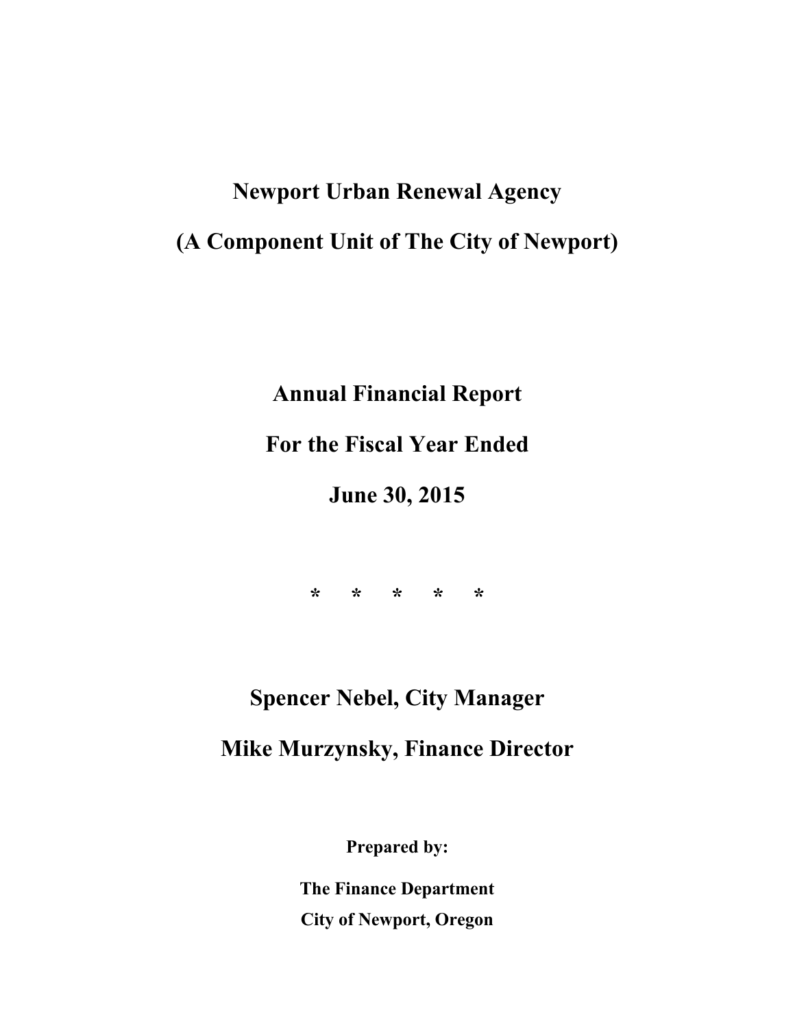# Newport Urban Renewal Agency

# (A Component Unit of The City of Newport)

## Annual Financial Report

## For the Fiscal Year Ended

## June 30, 2015

**\*     \*     \*     \*     \***

## Spencer Nebel, City Manager

## Mike Murzynsky, Finance Director

**Prepared by:**

**The Finance Department**

**City of Newport, Oregon**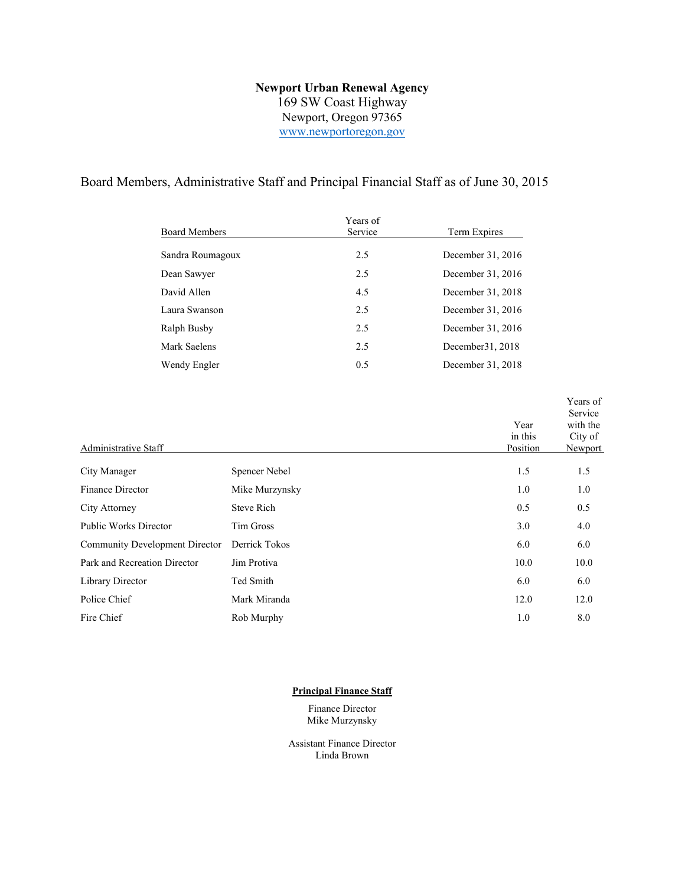**Newport Urban Renewal Agency**
169 SW Coast Highway
Newport, Oregon 97365
www.newportoregon.gov

## Board Members, Administrative Staff and Principal Financial Staff as of June 30, 2015

| Board Members | Years of Service | Term Expires |
|---|---|---|
| Sandra Roumagoux | 2.5 | December 31, 2016 |
| Dean Sawyer | 2.5 | December 31, 2016 |
| David Allen | 4.5 | December 31, 2018 |
| Laura Swanson | 2.5 | December 31, 2016 |
| Ralph Busby | 2.5 | December 31, 2016 |
| Mark Saelens | 2.5 | December31, 2018 |
| Wendy Engler | 0.5 | December 31, 2018 |

| Administrative Staff | | Year in this Position | Years of Service with the City of Newport |
|---|---|---|---|
| City Manager | Spencer Nebel | 1.5 | 1.5 |
| Finance Director | Mike Murzynsky | 1.0 | 1.0 |
| City Attorney | Steve Rich | 0.5 | 0.5 |
| Public Works Director | Tim Gross | 3.0 | 4.0 |
| Community Development Director | Derrick Tokos | 6.0 | 6.0 |
| Park and Recreation Director | Jim Protiva | 10.0 | 10.0 |
| Library Director | Ted Smith | 6.0 | 6.0 |
| Police Chief | Mark Miranda | 12.0 | 12.0 |
| Fire Chief | Rob Murphy | 1.0 | 8.0 |

**Principal Finance Staff**

Finance Director
Mike Murzynsky

Assistant Finance Director
Linda Brown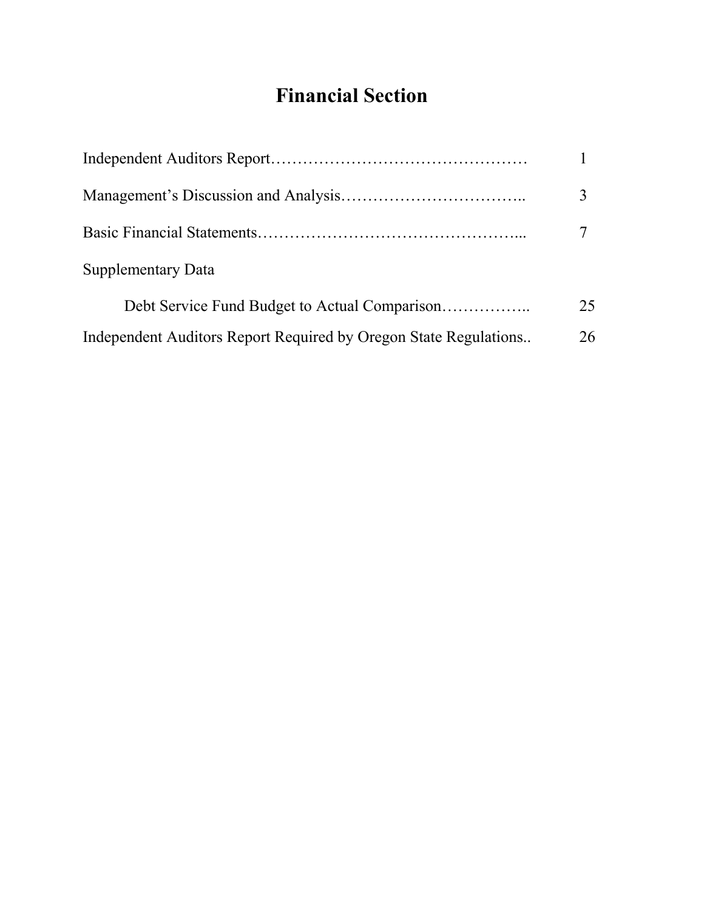# Financial Section

| | |
|---|---|
| Independent Auditors Report………………………………………… | 1 |
| Management's Discussion and Analysis…………………………….. | 3 |
| Basic Financial Statements…………………………………………... | 7 |
| Supplementary Data | |
| Debt Service Fund Budget to Actual Comparison…………….. | 25 |
| Independent Auditors Report Required by Oregon State Regulations.. | 26 |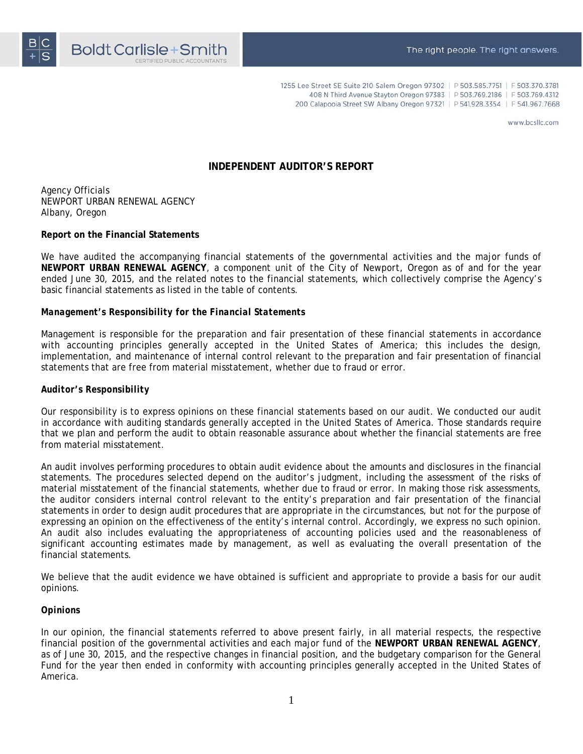Boldt Carlisle+Smith
CERTIFIED PUBLIC ACCOUNTANTS

The right people. The right answers.

1255 Lee Street SE Suite 210 Salem Oregon 97302 | P 503.585.7751 | F 503.370.3781
408 N Third Avenue Stayton Oregon 97383 | P 503.769.2186 | F 503.769.4312
200 Calapooia Street SW Albany Oregon 97321 | P 541.928.3354 | F 541.967.7668

www.bcsllc.com

## INDEPENDENT AUDITOR'S REPORT

Agency Officials
NEWPORT URBAN RENEWAL AGENCY
Albany, Oregon

### Report on the Financial Statements

We have audited the accompanying financial statements of the governmental activities and the major funds of **NEWPORT URBAN RENEWAL AGENCY**, a component unit of the City of Newport, Oregon as of and for the year ended June 30, 2015, and the related notes to the financial statements, which collectively comprise the Agency's basic financial statements as listed in the table of contents.

***Management's Responsibility for the Financial Statements***

Management is responsible for the preparation and fair presentation of these financial statements in accordance with accounting principles generally accepted in the United States of America; this includes the design, implementation, and maintenance of internal control relevant to the preparation and fair presentation of financial statements that are free from material misstatement, whether due to fraud or error.

***Auditor's Responsibility***

Our responsibility is to express opinions on these financial statements based on our audit. We conducted our audit in accordance with auditing standards generally accepted in the United States of America. Those standards require that we plan and perform the audit to obtain reasonable assurance about whether the financial statements are free from material misstatement.

An audit involves performing procedures to obtain audit evidence about the amounts and disclosures in the financial statements. The procedures selected depend on the auditor's judgment, including the assessment of the risks of material misstatement of the financial statements, whether due to fraud or error. In making those risk assessments, the auditor considers internal control relevant to the entity's preparation and fair presentation of the financial statements in order to design audit procedures that are appropriate in the circumstances, but not for the purpose of expressing an opinion on the effectiveness of the entity's internal control. Accordingly, we express no such opinion. An audit also includes evaluating the appropriateness of accounting policies used and the reasonableness of significant accounting estimates made by management, as well as evaluating the overall presentation of the financial statements.

We believe that the audit evidence we have obtained is sufficient and appropriate to provide a basis for our audit opinions.

***Opinions***

In our opinion, the financial statements referred to above present fairly, in all material respects, the respective financial position of the governmental activities and each major fund of the **NEWPORT URBAN RENEWAL AGENCY**, as of June 30, 2015, and the respective changes in financial position, and the budgetary comparison for the General Fund for the year then ended in conformity with accounting principles generally accepted in the United States of America.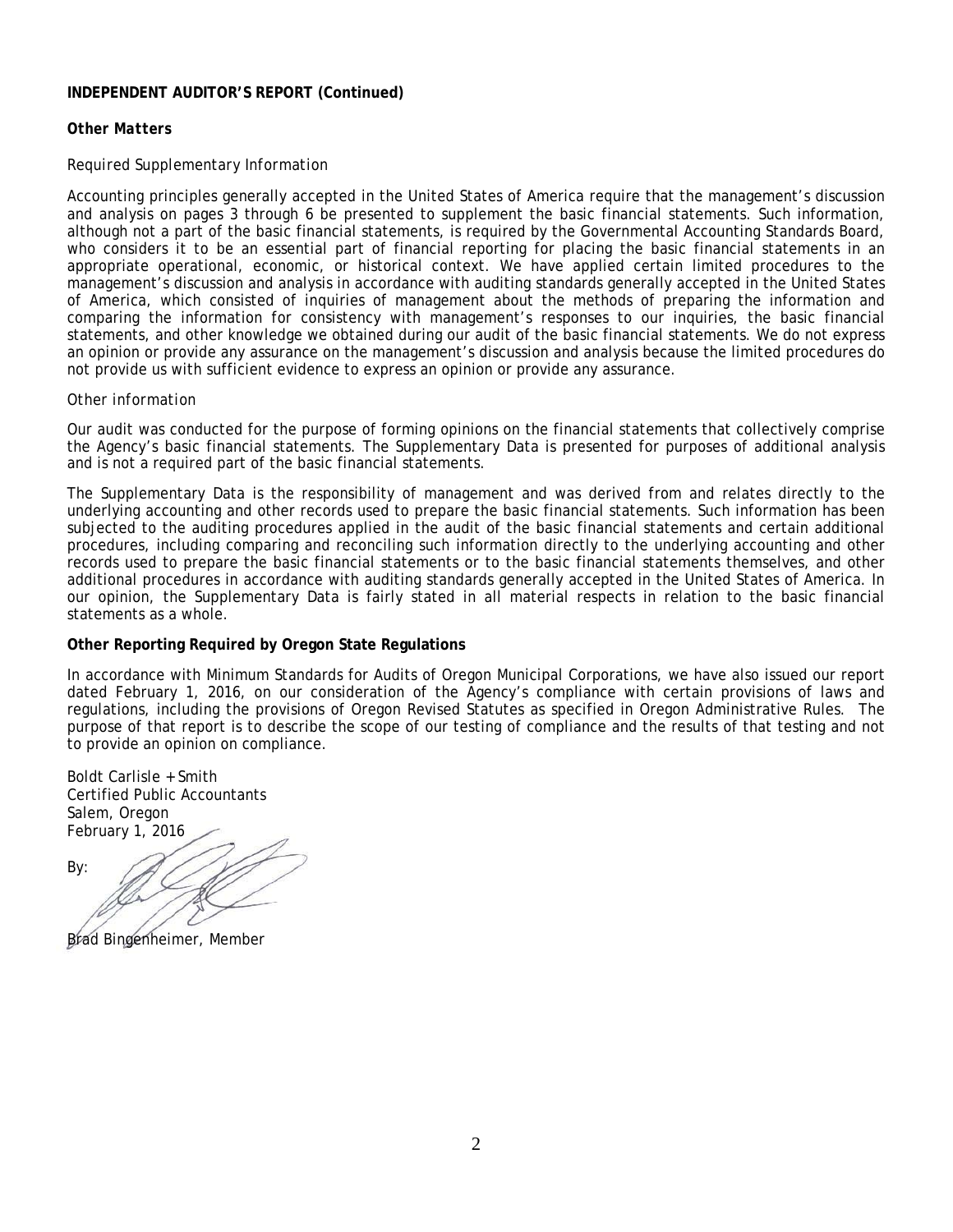**INDEPENDENT AUDITOR'S REPORT (Continued)**

***Other Matters***

*Required Supplementary Information*

Accounting principles generally accepted in the United States of America require that the management's discussion and analysis on pages 3 through 6 be presented to supplement the basic financial statements. Such information, although not a part of the basic financial statements, is required by the Governmental Accounting Standards Board, who considers it to be an essential part of financial reporting for placing the basic financial statements in an appropriate operational, economic, or historical context. We have applied certain limited procedures to the management's discussion and analysis in accordance with auditing standards generally accepted in the United States of America, which consisted of inquiries of management about the methods of preparing the information and comparing the information for consistency with management's responses to our inquiries, the basic financial statements, and other knowledge we obtained during our audit of the basic financial statements. We do not express an opinion or provide any assurance on the management's discussion and analysis because the limited procedures do not provide us with sufficient evidence to express an opinion or provide any assurance.

*Other information*

Our audit was conducted for the purpose of forming opinions on the financial statements that collectively comprise the Agency's basic financial statements. The Supplementary Data is presented for purposes of additional analysis and is not a required part of the basic financial statements.

The Supplementary Data is the responsibility of management and was derived from and relates directly to the underlying accounting and other records used to prepare the basic financial statements. Such information has been subjected to the auditing procedures applied in the audit of the basic financial statements and certain additional procedures, including comparing and reconciling such information directly to the underlying accounting and other records used to prepare the basic financial statements or to the basic financial statements themselves, and other additional procedures in accordance with auditing standards generally accepted in the United States of America. In our opinion, the Supplementary Data is fairly stated in all material respects in relation to the basic financial statements as a whole.

**Other Reporting Required by Oregon State Regulations**

In accordance with Minimum Standards for Audits of Oregon Municipal Corporations, we have also issued our report dated February 1, 2016, on our consideration of the Agency's compliance with certain provisions of laws and regulations, including the provisions of Oregon Revised Statutes as specified in Oregon Administrative Rules. The purpose of that report is to describe the scope of our testing of compliance and the results of that testing and not to provide an opinion on compliance.

Boldt Carlisle + Smith
Certified Public Accountants
Salem, Oregon
February 1, 2016

By:

Brad Bingenheimer, Member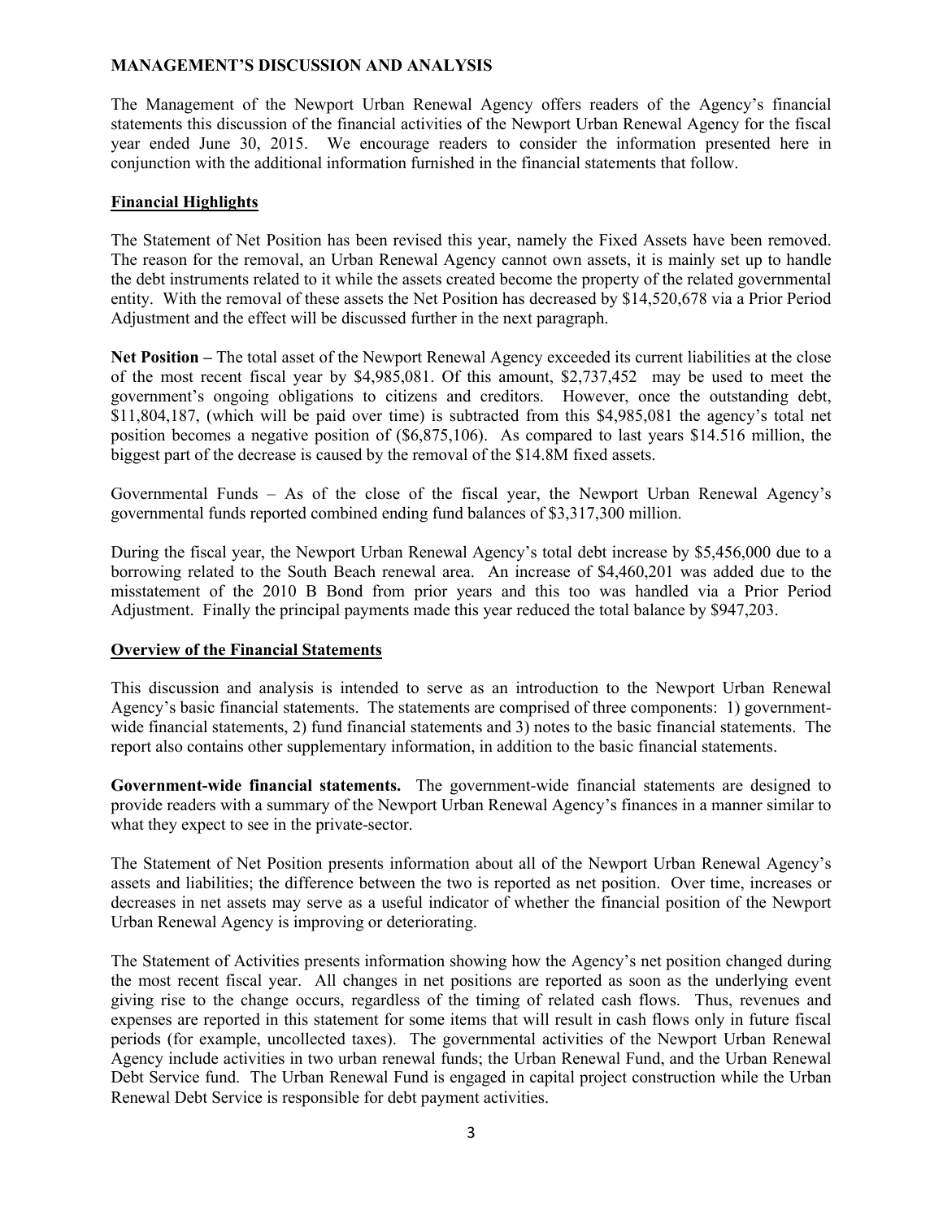# MANAGEMENT'S DISCUSSION AND ANALYSIS

The Management of the Newport Urban Renewal Agency offers readers of the Agency's financial statements this discussion of the financial activities of the Newport Urban Renewal Agency for the fiscal year ended June 30, 2015. We encourage readers to consider the information presented here in conjunction with the additional information furnished in the financial statements that follow.

## Financial Highlights

The Statement of Net Position has been revised this year, namely the Fixed Assets have been removed. The reason for the removal, an Urban Renewal Agency cannot own assets, it is mainly set up to handle the debt instruments related to it while the assets created become the property of the related governmental entity. With the removal of these assets the Net Position has decreased by $14,520,678 via a Prior Period Adjustment and the effect will be discussed further in the next paragraph.

**Net Position –** The total asset of the Newport Renewal Agency exceeded its current liabilities at the close of the most recent fiscal year by $4,985,081. Of this amount, $2,737,452 may be used to meet the government's ongoing obligations to citizens and creditors. However, once the outstanding debt, $11,804,187, (which will be paid over time) is subtracted from this $4,985,081 the agency's total net position becomes a negative position of ($6,875,106). As compared to last years $14.516 million, the biggest part of the decrease is caused by the removal of the $14.8M fixed assets.

Governmental Funds – As of the close of the fiscal year, the Newport Urban Renewal Agency's governmental funds reported combined ending fund balances of $3,317,300 million.

During the fiscal year, the Newport Urban Renewal Agency's total debt increase by $5,456,000 due to a borrowing related to the South Beach renewal area. An increase of $4,460,201 was added due to the misstatement of the 2010 B Bond from prior years and this too was handled via a Prior Period Adjustment. Finally the principal payments made this year reduced the total balance by $947,203.

## Overview of the Financial Statements

This discussion and analysis is intended to serve as an introduction to the Newport Urban Renewal Agency's basic financial statements. The statements are comprised of three components: 1) government-wide financial statements, 2) fund financial statements and 3) notes to the basic financial statements. The report also contains other supplementary information, in addition to the basic financial statements.

**Government-wide financial statements.** The government-wide financial statements are designed to provide readers with a summary of the Newport Urban Renewal Agency's finances in a manner similar to what they expect to see in the private-sector.

The Statement of Net Position presents information about all of the Newport Urban Renewal Agency's assets and liabilities; the difference between the two is reported as net position. Over time, increases or decreases in net assets may serve as a useful indicator of whether the financial position of the Newport Urban Renewal Agency is improving or deteriorating.

The Statement of Activities presents information showing how the Agency's net position changed during the most recent fiscal year. All changes in net positions are reported as soon as the underlying event giving rise to the change occurs, regardless of the timing of related cash flows. Thus, revenues and expenses are reported in this statement for some items that will result in cash flows only in future fiscal periods (for example, uncollected taxes). The governmental activities of the Newport Urban Renewal Agency include activities in two urban renewal funds; the Urban Renewal Fund, and the Urban Renewal Debt Service fund. The Urban Renewal Fund is engaged in capital project construction while the Urban Renewal Debt Service is responsible for debt payment activities.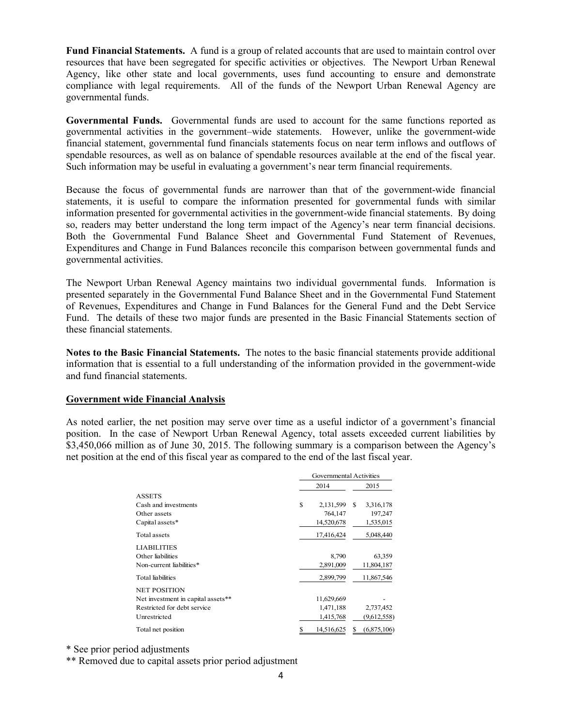**Fund Financial Statements.** A fund is a group of related accounts that are used to maintain control over resources that have been segregated for specific activities or objectives. The Newport Urban Renewal Agency, like other state and local governments, uses fund accounting to ensure and demonstrate compliance with legal requirements. All of the funds of the Newport Urban Renewal Agency are governmental funds.

**Governmental Funds.** Governmental funds are used to account for the same functions reported as governmental activities in the government–wide statements. However, unlike the government-wide financial statement, governmental fund financials statements focus on near term inflows and outflows of spendable resources, as well as on balance of spendable resources available at the end of the fiscal year. Such information may be useful in evaluating a government's near term financial requirements.

Because the focus of governmental funds are narrower than that of the government-wide financial statements, it is useful to compare the information presented for governmental funds with similar information presented for governmental activities in the government-wide financial statements. By doing so, readers may better understand the long term impact of the Agency's near term financial decisions. Both the Governmental Fund Balance Sheet and Governmental Fund Statement of Revenues, Expenditures and Change in Fund Balances reconcile this comparison between governmental funds and governmental activities.

The Newport Urban Renewal Agency maintains two individual governmental funds. Information is presented separately in the Governmental Fund Balance Sheet and in the Governmental Fund Statement of Revenues, Expenditures and Change in Fund Balances for the General Fund and the Debt Service Fund. The details of these two major funds are presented in the Basic Financial Statements section of these financial statements.

**Notes to the Basic Financial Statements.** The notes to the basic financial statements provide additional information that is essential to a full understanding of the information provided in the government-wide and fund financial statements.

## Government wide Financial Analysis

As noted earlier, the net position may serve over time as a useful indictor of a government's financial position. In the case of Newport Urban Renewal Agency, total assets exceeded current liabilities by $3,450,066 million as of June 30, 2015. The following summary is a comparison between the Agency's net position at the end of this fiscal year as compared to the end of the last fiscal year.

| | Governmental Activities | |
|---|---|---|
| | 2014 | 2015 |
| ASSETS | | |
| Cash and investments | $ 2,131,599 | $ 3,316,178 |
| Other assets | 764,147 | 197,247 |
| Capital assets* | 14,520,678 | 1,535,015 |
| Total assets | 17,416,424 | 5,048,440 |
| LIABILITIES | | |
| Other liabilities | 8,790 | 63,359 |
| Non-current liabilities* | 2,891,009 | 11,804,187 |
| Total liabilities | 2,899,799 | 11,867,546 |
| NET POSITION | | |
| Net investment in capital assets** | 11,629,669 | - |
| Restricted for debt service | 1,471,188 | 2,737,452 |
| Unrestricted | 1,415,768 | (9,612,558) |
| Total net position | $ 14,516,625 | $ (6,875,106) |

* See prior period adjustments

** Removed due to capital assets prior period adjustment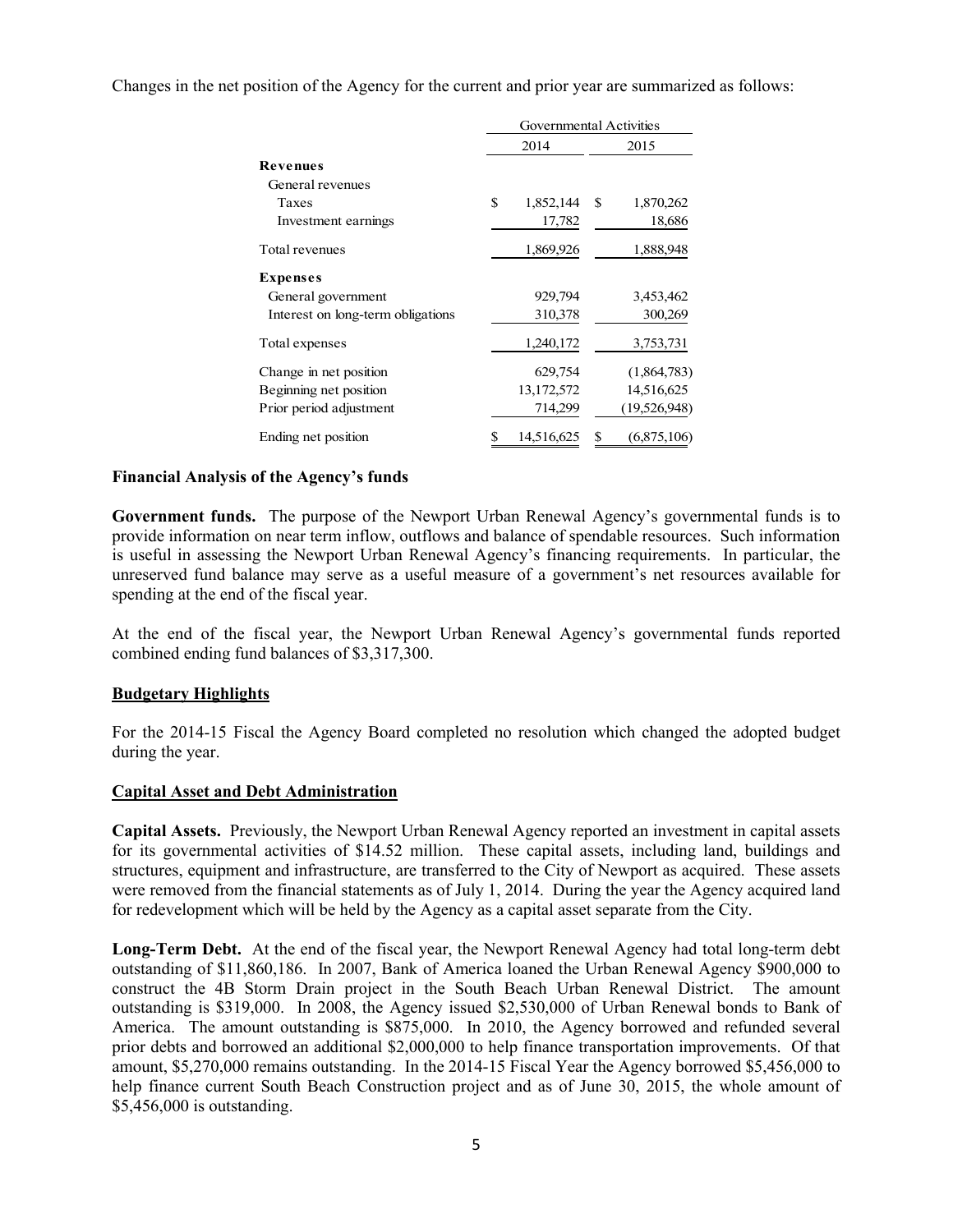Changes in the net position of the Agency for the current and prior year are summarized as follows:

| | Governmental Activities | |
|---|---|---|
| | 2014 | 2015 |
| **Revenues** | | |
| General revenues | | |
| Taxes | $ 1,852,144 | $ 1,870,262 |
| Investment earnings | 17,782 | 18,686 |
| Total revenues | 1,869,926 | 1,888,948 |
| **Expenses** | | |
| General government | 929,794 | 3,453,462 |
| Interest on long-term obligations | 310,378 | 300,269 |
| Total expenses | 1,240,172 | 3,753,731 |
| Change in net position | 629,754 | (1,864,783) |
| Beginning net position | 13,172,572 | 14,516,625 |
| Prior period adjustment | 714,299 | (19,526,948) |
| Ending net position | $ 14,516,625 | $ (6,875,106) |

**Financial Analysis of the Agency's funds**

**Government funds.** The purpose of the Newport Urban Renewal Agency's governmental funds is to provide information on near term inflow, outflows and balance of spendable resources. Such information is useful in assessing the Newport Urban Renewal Agency's financing requirements. In particular, the unreserved fund balance may serve as a useful measure of a government's net resources available for spending at the end of the fiscal year.

At the end of the fiscal year, the Newport Urban Renewal Agency's governmental funds reported combined ending fund balances of $3,317,300.

**Budgetary Highlights**

For the 2014-15 Fiscal the Agency Board completed no resolution which changed the adopted budget during the year.

**Capital Asset and Debt Administration**

**Capital Assets.** Previously, the Newport Urban Renewal Agency reported an investment in capital assets for its governmental activities of $14.52 million. These capital assets, including land, buildings and structures, equipment and infrastructure, are transferred to the City of Newport as acquired. These assets were removed from the financial statements as of July 1, 2014. During the year the Agency acquired land for redevelopment which will be held by the Agency as a capital asset separate from the City.

**Long-Term Debt.** At the end of the fiscal year, the Newport Renewal Agency had total long-term debt outstanding of $11,860,186. In 2007, Bank of America loaned the Urban Renewal Agency $900,000 to construct the 4B Storm Drain project in the South Beach Urban Renewal District. The amount outstanding is $319,000. In 2008, the Agency issued $2,530,000 of Urban Renewal bonds to Bank of America. The amount outstanding is $875,000. In 2010, the Agency borrowed and refunded several prior debts and borrowed an additional $2,000,000 to help finance transportation improvements. Of that amount, $5,270,000 remains outstanding. In the 2014-15 Fiscal Year the Agency borrowed $5,456,000 to help finance current South Beach Construction project and as of June 30, 2015, the whole amount of $5,456,000 is outstanding.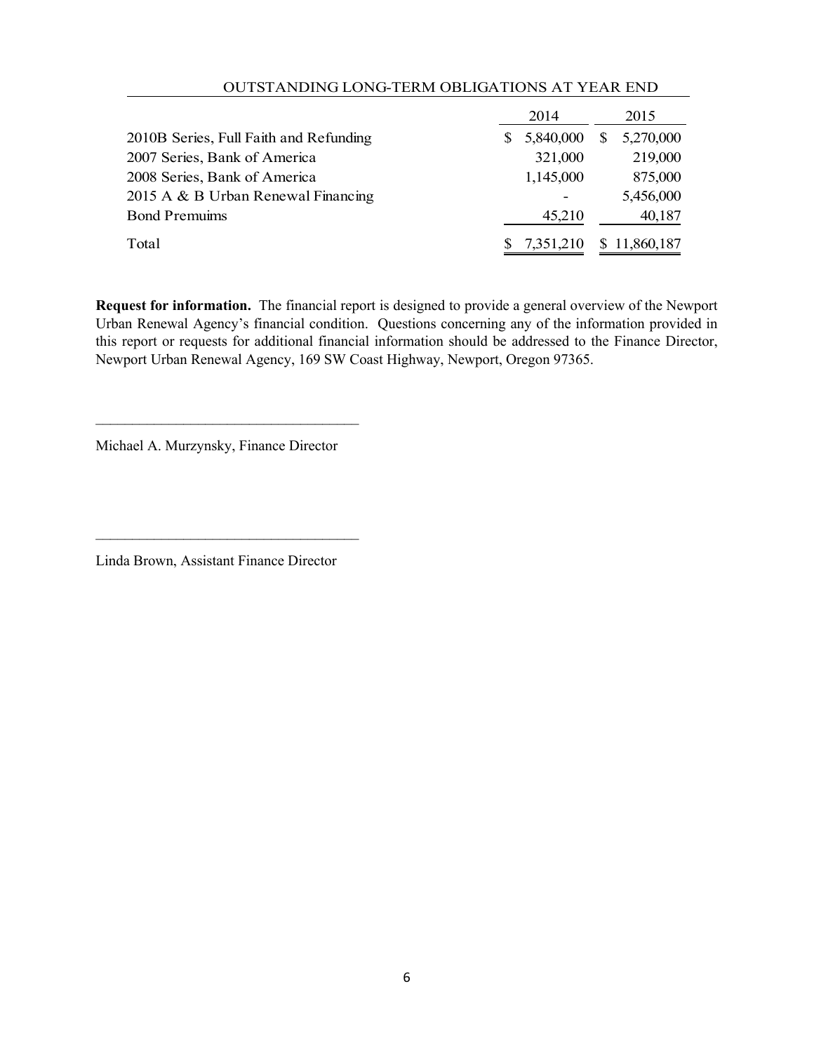OUTSTANDING LONG-TERM OBLIGATIONS AT YEAR END

| | 2014 | 2015 |
|---|---|---|
| 2010B Series, Full Faith and Refunding | $ 5,840,000 | $ 5,270,000 |
| 2007 Series, Bank of America | 321,000 | 219,000 |
| 2008 Series, Bank of America | 1,145,000 | 875,000 |
| 2015 A & B Urban Renewal Financing | - | 5,456,000 |
| Bond Premuims | 45,210 | 40,187 |
| Total | $ 7,351,210 | $ 11,860,187 |

**Request for information.** The financial report is designed to provide a general overview of the Newport Urban Renewal Agency's financial condition. Questions concerning any of the information provided in this report or requests for additional financial information should be addressed to the Finance Director, Newport Urban Renewal Agency, 169 SW Coast Highway, Newport, Oregon 97365.

___________________________________

Michael A. Murzynsky, Finance Director

___________________________________

Linda Brown, Assistant Finance Director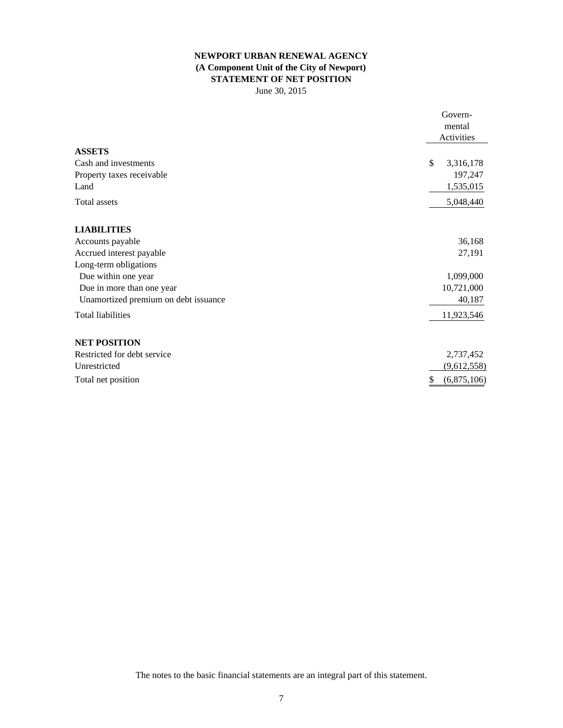# NEWPORT URBAN RENEWAL AGENCY
## (A Component Unit of the City of Newport)
## STATEMENT OF NET POSITION

June 30, 2015

| | Governmental Activities |
|---|---|
| **ASSETS** | |
| Cash and investments | $ 3,316,178 |
| Property taxes receivable | 197,247 |
| Land | 1,535,015 |
| Total assets | 5,048,440 |
| | |
| **LIABILITIES** | |
| Accounts payable | 36,168 |
| Accrued interest payable | 27,191 |
| Long-term obligations | |
| Due within one year | 1,099,000 |
| Due in more than one year | 10,721,000 |
| Unamortized premium on debt issuance | 40,187 |
| Total liabilities | 11,923,546 |
| | |
| **NET POSITION** | |
| Restricted for debt service | 2,737,452 |
| Unrestricted | (9,612,558) |
| Total net position | $ (6,875,106) |

The notes to the basic financial statements are an integral part of this statement.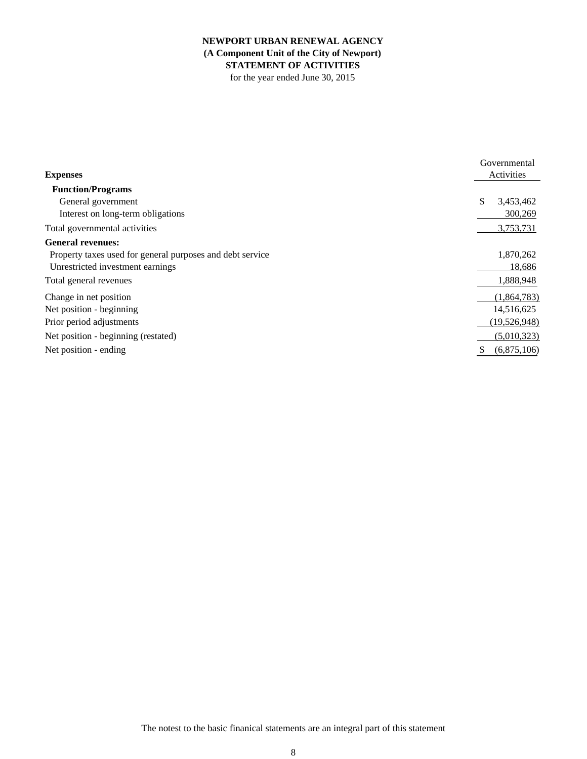**NEWPORT URBAN RENEWAL AGENCY**
**(A Component Unit of the City of Newport)**
**STATEMENT OF ACTIVITIES**
for the year ended June 30, 2015

| **Expenses** | Governmental Activities |
|---|---|
| **Function/Programs** | |
| General government | $ 3,453,462 |
| Interest on long-term obligations | 300,269 |
| Total governmental activities | 3,753,731 |
| **General revenues:** | |
| Property taxes used for general purposes and debt service | 1,870,262 |
| Unrestricted investment earnings | 18,686 |
| Total general revenues | 1,888,948 |
| Change in net position | (1,864,783) |
| Net position - beginning | 14,516,625 |
| Prior period adjustments | (19,526,948) |
| Net position - beginning (restated) | (5,010,323) |
| Net position - ending | $ (6,875,106) |

The notest to the basic finanical statements are an integral part of this statement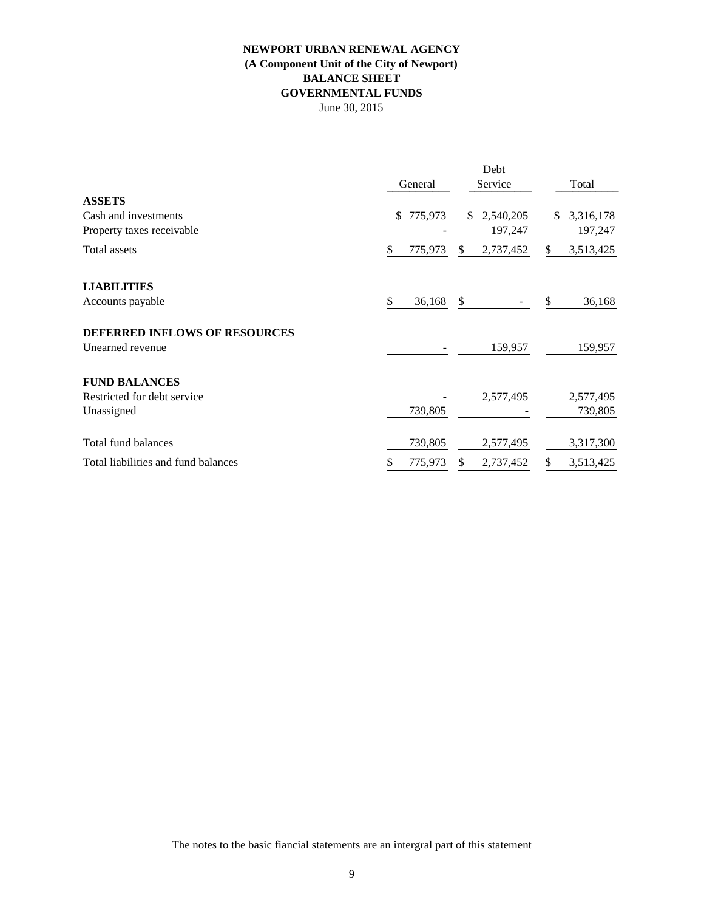# NEWPORT URBAN RENEWAL AGENCY
## (A Component Unit of the City of Newport)
## BALANCE SHEET
## GOVERNMENTAL FUNDS
June 30, 2015

| | General | Debt Service | Total |
|---|---|---|---|
| **ASSETS** | | | |
| Cash and investments | $ 775,973 | $ 2,540,205 | $ 3,316,178 |
| Property taxes receivable | - | 197,247 | 197,247 |
| Total assets | $ 775,973 | $ 2,737,452 | $ 3,513,425 |
| | | | |
| **LIABILITIES** | | | |
| Accounts payable | $ 36,168 | $ - | $ 36,168 |
| | | | |
| **DEFERRED INFLOWS OF RESOURCES** | | | |
| Unearned revenue | - | 159,957 | 159,957 |
| | | | |
| **FUND BALANCES** | | | |
| Restricted for debt service | - | 2,577,495 | 2,577,495 |
| Unassigned | 739,805 | - | 739,805 |
| | | | |
| Total fund balances | 739,805 | 2,577,495 | 3,317,300 |
| Total liabilities and fund balances | $ 775,973 | $ 2,737,452 | $ 3,513,425 |

The notes to the basic fiancial statements are an intergral part of this statement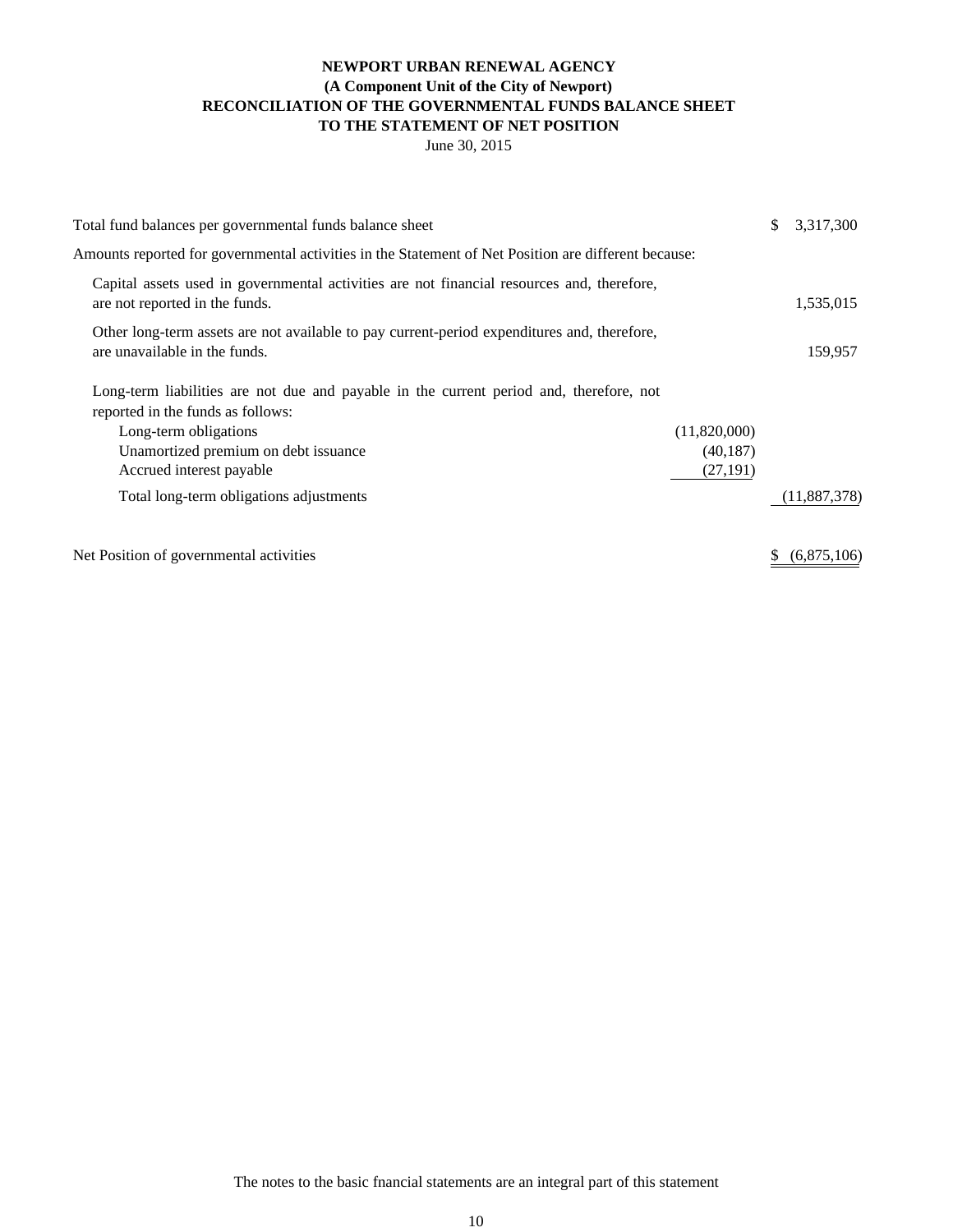# NEWPORT URBAN RENEWAL AGENCY
## (A Component Unit of the City of Newport)
## RECONCILIATION OF THE GOVERNMENTAL FUNDS BALANCE SHEET TO THE STATEMENT OF NET POSITION

June 30, 2015

| | | |
|---|---|---|
| Total fund balances per governmental funds balance sheet | | $ 3,317,300 |
| Amounts reported for governmental activities in the Statement of Net Position are different because: | | |
| Capital assets used in governmental activities are not financial resources and, therefore, are not reported in the funds. | | 1,535,015 |
| Other long-term assets are not available to pay current-period expenditures and, therefore, are unavailable in the funds. | | 159,957 |
| Long-term liabilities are not due and payable in the current period and, therefore, not reported in the funds as follows: | | |
| Long-term obligations | (11,820,000) | |
| Unamortized premium on debt issuance | (40,187) | |
| Accrued interest payable | (27,191) | |
| Total long-term obligations adjustments | | (11,887,378) |
| Net Position of governmental activities | | $ (6,875,106) |

The notes to the basic fnancial statements are an integral part of this statement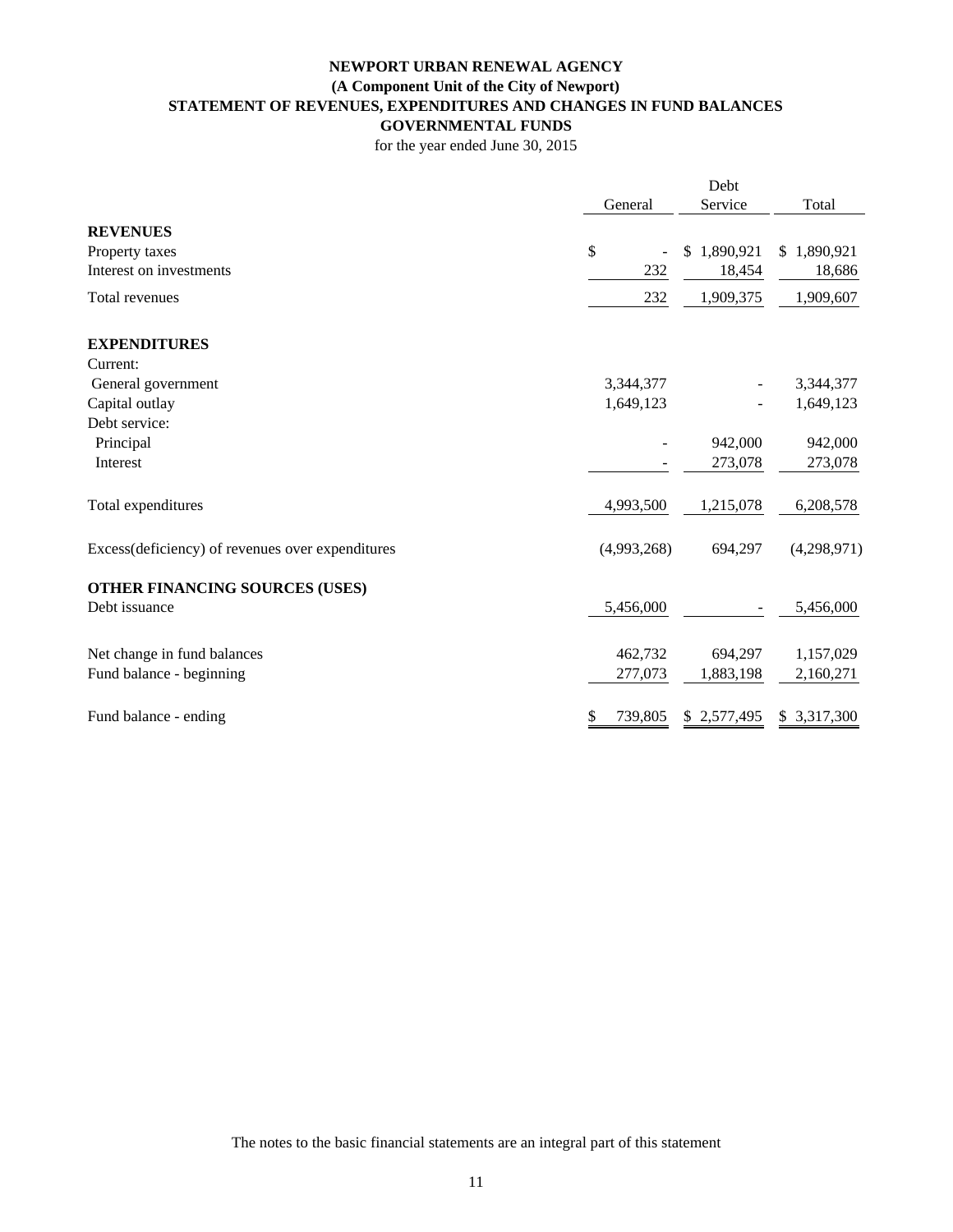# NEWPORT URBAN RENEWAL AGENCY

## (A Component Unit of the City of Newport)

## STATEMENT OF REVENUES, EXPENDITURES AND CHANGES IN FUND BALANCES

## GOVERNMENTAL FUNDS

for the year ended June 30, 2015

| | General | Debt Service | Total |
|---|---|---|---|
| **REVENUES** | | | |
| Property taxes | $ - | $ 1,890,921 | $ 1,890,921 |
| Interest on investments | 232 | 18,454 | 18,686 |
| Total revenues | 232 | 1,909,375 | 1,909,607 |
| **EXPENDITURES** | | | |
| Current: | | | |
| General government | 3,344,377 | - | 3,344,377 |
| Capital outlay | 1,649,123 | - | 1,649,123 |
| Debt service: | | | |
| Principal | - | 942,000 | 942,000 |
| Interest | - | 273,078 | 273,078 |
| Total expenditures | 4,993,500 | 1,215,078 | 6,208,578 |
| Excess(deficiency) of revenues over expenditures | (4,993,268) | 694,297 | (4,298,971) |
| **OTHER FINANCING SOURCES (USES)** | | | |
| Debt issuance | 5,456,000 | - | 5,456,000 |
| Net change in fund balances | 462,732 | 694,297 | 1,157,029 |
| Fund balance - beginning | 277,073 | 1,883,198 | 2,160,271 |
| Fund balance - ending | $ 739,805 | $ 2,577,495 | $ 3,317,300 |

The notes to the basic financial statements are an integral part of this statement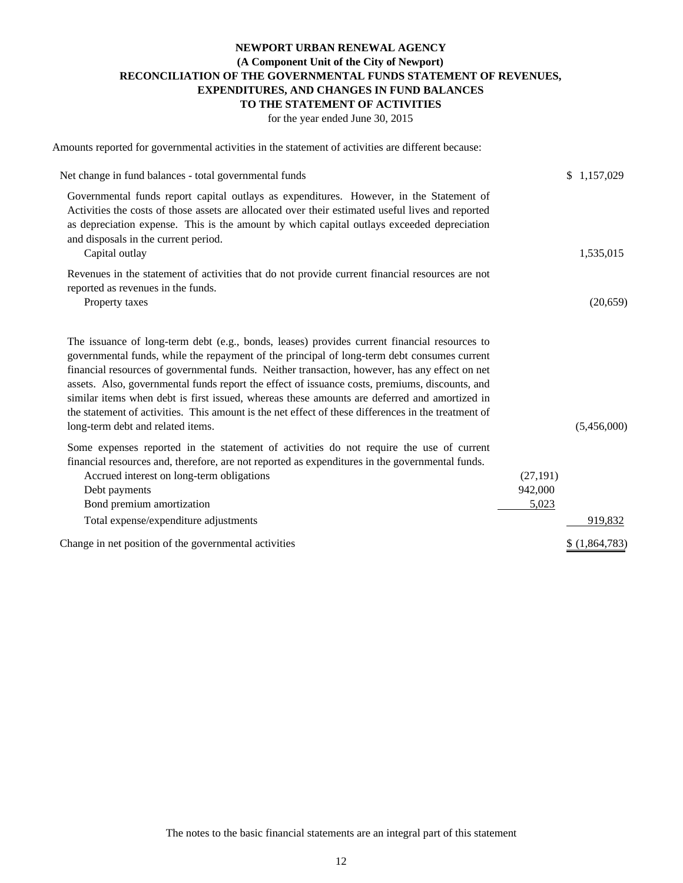# NEWPORT URBAN RENEWAL AGENCY

**(A Component Unit of the City of Newport)**

**RECONCILIATION OF THE GOVERNMENTAL FUNDS STATEMENT OF REVENUES, EXPENDITURES, AND CHANGES IN FUND BALANCES TO THE STATEMENT OF ACTIVITIES**

for the year ended June 30, 2015

Amounts reported for governmental activities in the statement of activities are different because:

| | | |
|---|---|---|
| Net change in fund balances - total governmental funds | | $ 1,157,029 |
| Governmental funds report capital outlays as expenditures. However, in the Statement of Activities the costs of those assets are allocated over their estimated useful lives and reported as depreciation expense. This is the amount by which capital outlays exceeded depreciation and disposals in the current period. | | |
| Capital outlay | | 1,535,015 |
| Revenues in the statement of activities that do not provide current financial resources are not reported as revenues in the funds. | | |
| Property taxes | | (20,659) |
| The issuance of long-term debt (e.g., bonds, leases) provides current financial resources to governmental funds, while the repayment of the principal of long-term debt consumes current financial resources of governmental funds. Neither transaction, however, has any effect on net assets. Also, governmental funds report the effect of issuance costs, premiums, discounts, and similar items when debt is first issued, whereas these amounts are deferred and amortized in the statement of activities. This amount is the net effect of these differences in the treatment of long-term debt and related items. | | (5,456,000) |
| Some expenses reported in the statement of activities do not require the use of current financial resources and, therefore, are not reported as expenditures in the governmental funds. | | |
| Accrued interest on long-term obligations | (27,191) | |
| Debt payments | 942,000 | |
| Bond premium amortization | 5,023 | |
| Total expense/expenditure adjustments | | 919,832 |
| Change in net position of the governmental activities | | $ (1,864,783) |

The notes to the basic financial statements are an integral part of this statement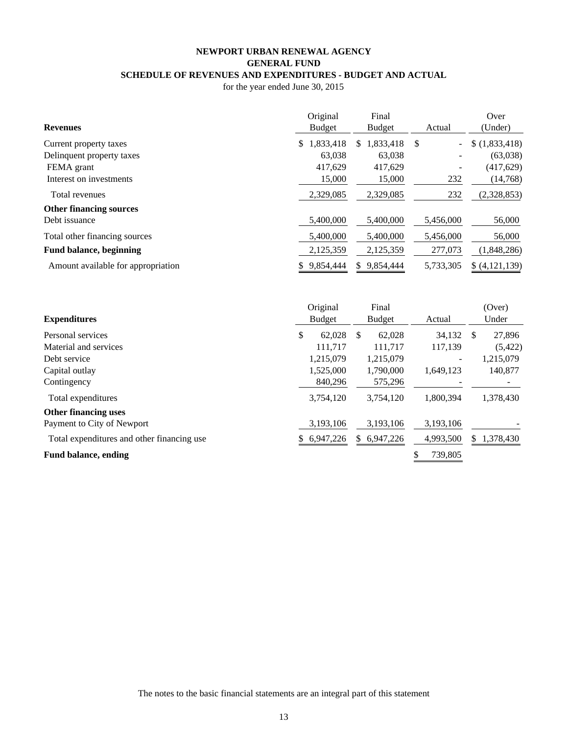# NEWPORT URBAN RENEWAL AGENCY
## GENERAL FUND
## SCHEDULE OF REVENUES AND EXPENDITURES - BUDGET AND ACTUAL

for the year ended June 30, 2015

| **Revenues** | Original Budget | Final Budget | Actual | Over (Under) |
|---|---|---|---|---|
| Current property taxes | $ 1,833,418 | $ 1,833,418 | $ - | $ (1,833,418) |
| Delinquent property taxes | 63,038 | 63,038 | - | (63,038) |
| FEMA grant | 417,629 | 417,629 | - | (417,629) |
| Interest on investments | 15,000 | 15,000 | 232 | (14,768) |
| Total revenues | 2,329,085 | 2,329,085 | 232 | (2,328,853) |
| **Other financing sources** | | | | |
| Debt issuance | 5,400,000 | 5,400,000 | 5,456,000 | 56,000 |
| Total other financing sources | 5,400,000 | 5,400,000 | 5,456,000 | 56,000 |
| **Fund balance, beginning** | 2,125,359 | 2,125,359 | 277,073 | (1,848,286) |
| Amount available for appropriation | $ 9,854,444 | $ 9,854,444 | 5,733,305 | $ (4,121,139) |

| **Expenditures** | Original Budget | Final Budget | Actual | (Over) Under |
|---|---|---|---|---|
| Personal services | $ 62,028 | $ 62,028 | 34,132 | $ 27,896 |
| Material and services | 111,717 | 111,717 | 117,139 | (5,422) |
| Debt service | 1,215,079 | 1,215,079 | - | 1,215,079 |
| Capital outlay | 1,525,000 | 1,790,000 | 1,649,123 | 140,877 |
| Contingency | 840,296 | 575,296 | - | - |
| Total expenditures | 3,754,120 | 3,754,120 | 1,800,394 | 1,378,430 |
| **Other financing uses** | | | | |
| Payment to City of Newport | 3,193,106 | 3,193,106 | 3,193,106 | - |
| Total expenditures and other financing use | $ 6,947,226 | $ 6,947,226 | 4,993,500 | $ 1,378,430 |
| **Fund balance, ending** | | | $ 739,805 | |

The notes to the basic financial statements are an integral part of this statement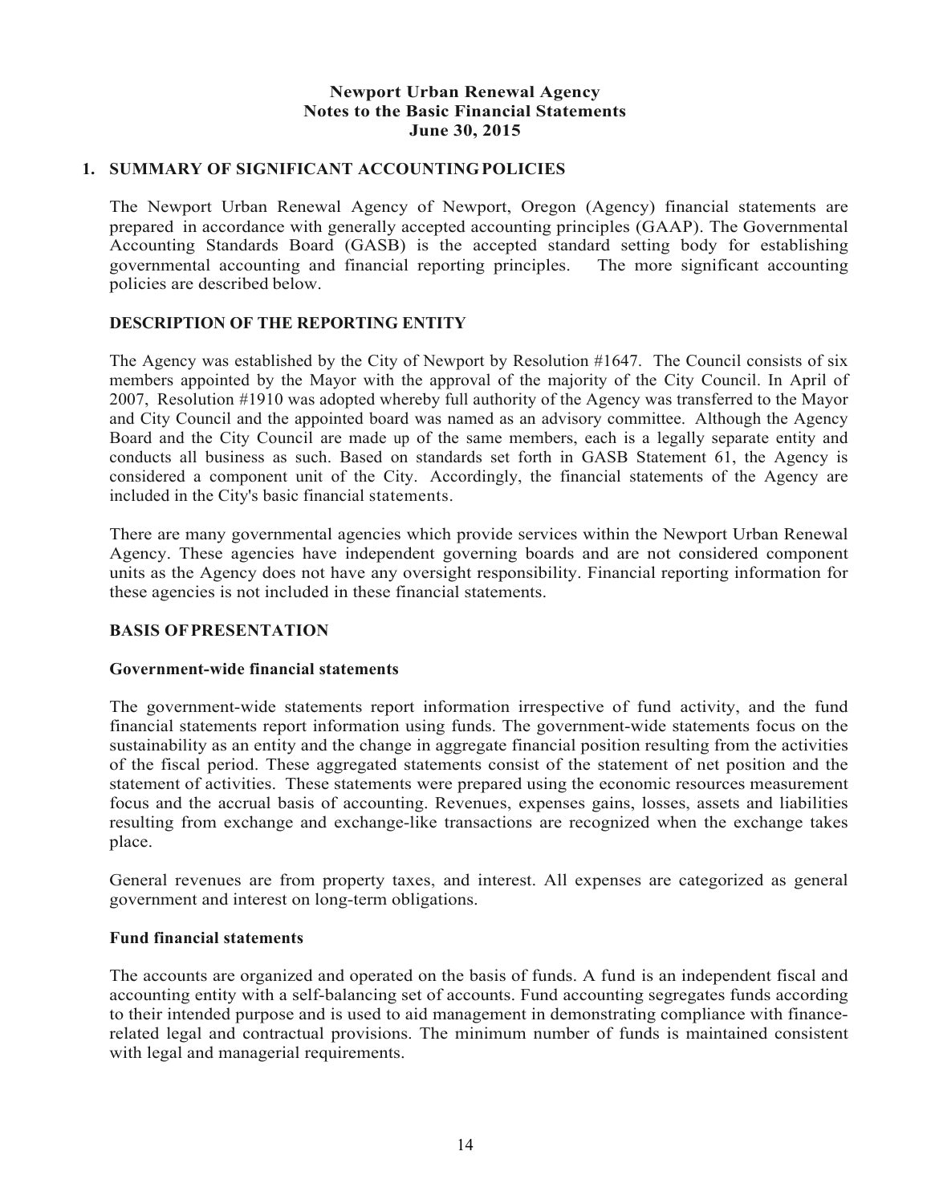**Newport Urban Renewal Agency**
**Notes to the Basic Financial Statements**
**June 30, 2015**

## 1. SUMMARY OF SIGNIFICANT ACCOUNTING POLICIES

The Newport Urban Renewal Agency of Newport, Oregon (Agency) financial statements are prepared in accordance with generally accepted accounting principles (GAAP). The Governmental Accounting Standards Board (GASB) is the accepted standard setting body for establishing governmental accounting and financial reporting principles. The more significant accounting policies are described below.

### DESCRIPTION OF THE REPORTING ENTITY

The Agency was established by the City of Newport by Resolution #1647. The Council consists of six members appointed by the Mayor with the approval of the majority of the City Council. In April of 2007, Resolution #1910 was adopted whereby full authority of the Agency was transferred to the Mayor and City Council and the appointed board was named as an advisory committee. Although the Agency Board and the City Council are made up of the same members, each is a legally separate entity and conducts all business as such. Based on standards set forth in GASB Statement 61, the Agency is considered a component unit of the City. Accordingly, the financial statements of the Agency are included in the City's basic financial statements.

There are many governmental agencies which provide services within the Newport Urban Renewal Agency. These agencies have independent governing boards and are not considered component units as the Agency does not have any oversight responsibility. Financial reporting information for these agencies is not included in these financial statements.

### BASIS OF PRESENTATION

#### Government-wide financial statements

The government-wide statements report information irrespective of fund activity, and the fund financial statements report information using funds. The government-wide statements focus on the sustainability as an entity and the change in aggregate financial position resulting from the activities of the fiscal period. These aggregated statements consist of the statement of net position and the statement of activities. These statements were prepared using the economic resources measurement focus and the accrual basis of accounting. Revenues, expenses gains, losses, assets and liabilities resulting from exchange and exchange-like transactions are recognized when the exchange takes place.

General revenues are from property taxes, and interest. All expenses are categorized as general government and interest on long-term obligations.

#### Fund financial statements

The accounts are organized and operated on the basis of funds. A fund is an independent fiscal and accounting entity with a self-balancing set of accounts. Fund accounting segregates funds according to their intended purpose and is used to aid management in demonstrating compliance with finance-related legal and contractual provisions. The minimum number of funds is maintained consistent with legal and managerial requirements.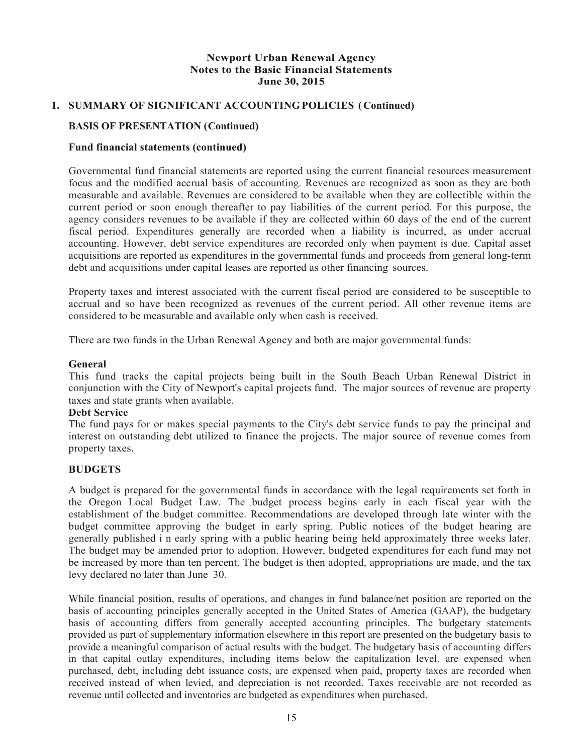**Newport Urban Renewal Agency**
**Notes to the Basic Financial Statements**
**June 30, 2015**

## 1. SUMMARY OF SIGNIFICANT ACCOUNTING POLICIES (Continued)

### BASIS OF PRESENTATION (Continued)

#### Fund financial statements (continued)

Governmental fund financial statements are reported using the current financial resources measurement focus and the modified accrual basis of accounting. Revenues are recognized as soon as they are both measurable and available. Revenues are considered to be available when they are collectible within the current period or soon enough thereafter to pay liabilities of the current period. For this purpose, the agency considers revenues to be available if they are collected within 60 days of the end of the current fiscal period. Expenditures generally are recorded when a liability is incurred, as under accrual accounting. However, debt service expenditures are recorded only when payment is due. Capital asset acquisitions are reported as expenditures in the governmental funds and proceeds from general long-term debt and acquisitions under capital leases are reported as other financing sources.

Property taxes and interest associated with the current fiscal period are considered to be susceptible to accrual and so have been recognized as revenues of the current period. All other revenue items are considered to be measurable and available only when cash is received.

There are two funds in the Urban Renewal Agency and both are major governmental funds:

**General**
This fund tracks the capital projects being built in the South Beach Urban Renewal District in conjunction with the City of Newport's capital projects fund. The major sources of revenue are property taxes and state grants when available.

**Debt Service**
The fund pays for or makes special payments to the City's debt service funds to pay the principal and interest on outstanding debt utilized to finance the projects. The major source of revenue comes from property taxes.

### BUDGETS

A budget is prepared for the governmental funds in accordance with the legal requirements set forth in the Oregon Local Budget Law. The budget process begins early in each fiscal year with the establishment of the budget committee. Recommendations are developed through late winter with the budget committee approving the budget in early spring. Public notices of the budget hearing are generally published i n early spring with a public hearing being held approximately three weeks later. The budget may be amended prior to adoption. However, budgeted expenditures for each fund may not be increased by more than ten percent. The budget is then adopted, appropriations are made, and the tax levy declared no later than June 30.

While financial position, results of operations, and changes in fund balance/net position are reported on the basis of accounting principles generally accepted in the United States of America (GAAP), the budgetary basis of accounting differs from generally accepted accounting principles. The budgetary statements provided as part of supplementary information elsewhere in this report are presented on the budgetary basis to provide a meaningful comparison of actual results with the budget. The budgetary basis of accounting differs in that capital outlay expenditures, including items below the capitalization level, are expensed when purchased, debt, including debt issuance costs, are expensed when paid, property taxes are recorded when received instead of when levied, and depreciation is not recorded. Taxes receivable are not recorded as revenue until collected and inventories are budgeted as expenditures when purchased.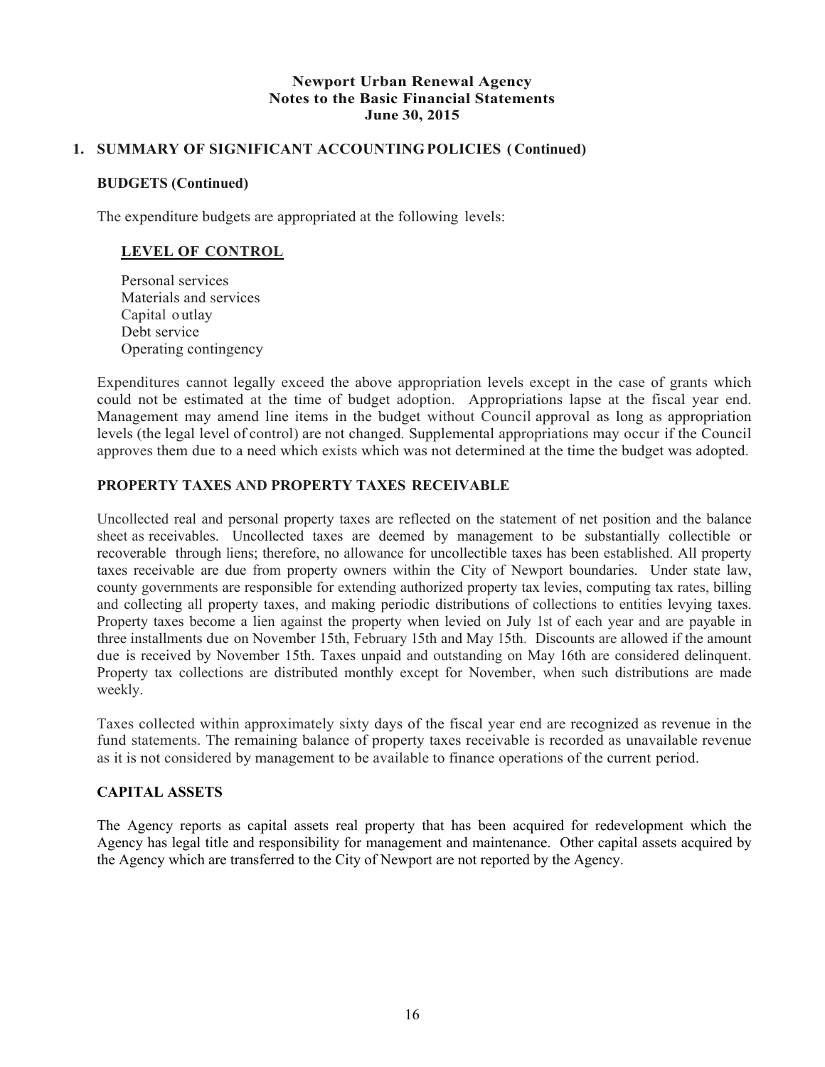**Newport Urban Renewal Agency**
**Notes to the Basic Financial Statements**
**June 30, 2015**

## 1. SUMMARY OF SIGNIFICANT ACCOUNTING POLICIES (Continued)

### BUDGETS (Continued)

The expenditure budgets are appropriated at the following levels:

**LEVEL OF CONTROL**

Personal services
Materials and services
Capital outlay
Debt service
Operating contingency

Expenditures cannot legally exceed the above appropriation levels except in the case of grants which could not be estimated at the time of budget adoption. Appropriations lapse at the fiscal year end. Management may amend line items in the budget without Council approval as long as appropriation levels (the legal level of control) are not changed. Supplemental appropriations may occur if the Council approves them due to a need which exists which was not determined at the time the budget was adopted.

### PROPERTY TAXES AND PROPERTY TAXES RECEIVABLE

Uncollected real and personal property taxes are reflected on the statement of net position and the balance sheet as receivables. Uncollected taxes are deemed by management to be substantially collectible or recoverable through liens; therefore, no allowance for uncollectible taxes has been established. All property taxes receivable are due from property owners within the City of Newport boundaries. Under state law, county governments are responsible for extending authorized property tax levies, computing tax rates, billing and collecting all property taxes, and making periodic distributions of collections to entities levying taxes. Property taxes become a lien against the property when levied on July 1st of each year and are payable in three installments due on November 15th, February 15th and May 15th. Discounts are allowed if the amount due is received by November 15th. Taxes unpaid and outstanding on May 16th are considered delinquent. Property tax collections are distributed monthly except for November, when such distributions are made weekly.

Taxes collected within approximately sixty days of the fiscal year end are recognized as revenue in the fund statements. The remaining balance of property taxes receivable is recorded as unavailable revenue as it is not considered by management to be available to finance operations of the current period.

### CAPITAL ASSETS

The Agency reports as capital assets real property that has been acquired for redevelopment which the Agency has legal title and responsibility for management and maintenance. Other capital assets acquired by the Agency which are transferred to the City of Newport are not reported by the Agency.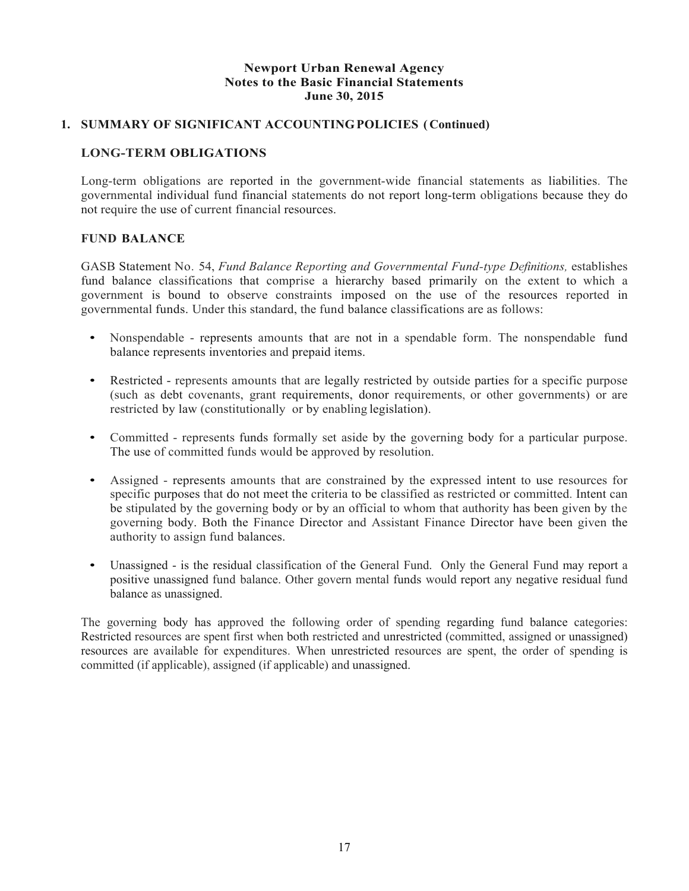**Newport Urban Renewal Agency**
**Notes to the Basic Financial Statements**
**June 30, 2015**

## 1. SUMMARY OF SIGNIFICANT ACCOUNTING POLICIES (Continued)

### LONG-TERM OBLIGATIONS

Long-term obligations are reported in the government-wide financial statements as liabilities. The governmental individual fund financial statements do not report long-term obligations because they do not require the use of current financial resources.

### FUND BALANCE

GASB Statement No. 54, *Fund Balance Reporting and Governmental Fund-type Definitions,* establishes fund balance classifications that comprise a hierarchy based primarily on the extent to which a government is bound to observe constraints imposed on the use of the resources reported in governmental funds. Under this standard, the fund balance classifications are as follows:

- Nonspendable - represents amounts that are not in a spendable form. The nonspendable fund balance represents inventories and prepaid items.
- Restricted - represents amounts that are legally restricted by outside parties for a specific purpose (such as debt covenants, grant requirements, donor requirements, or other governments) or are restricted by law (constitutionally or by enabling legislation).
- Committed - represents funds formally set aside by the governing body for a particular purpose. The use of committed funds would be approved by resolution.
- Assigned - represents amounts that are constrained by the expressed intent to use resources for specific purposes that do not meet the criteria to be classified as restricted or committed. Intent can be stipulated by the governing body or by an official to whom that authority has been given by the governing body. Both the Finance Director and Assistant Finance Director have been given the authority to assign fund balances.
- Unassigned - is the residual classification of the General Fund. Only the General Fund may report a positive unassigned fund balance. Other govern mental funds would report any negative residual fund balance as unassigned.

The governing body has approved the following order of spending regarding fund balance categories: Restricted resources are spent first when both restricted and unrestricted (committed, assigned or unassigned) resources are available for expenditures. When unrestricted resources are spent, the order of spending is committed (if applicable), assigned (if applicable) and unassigned.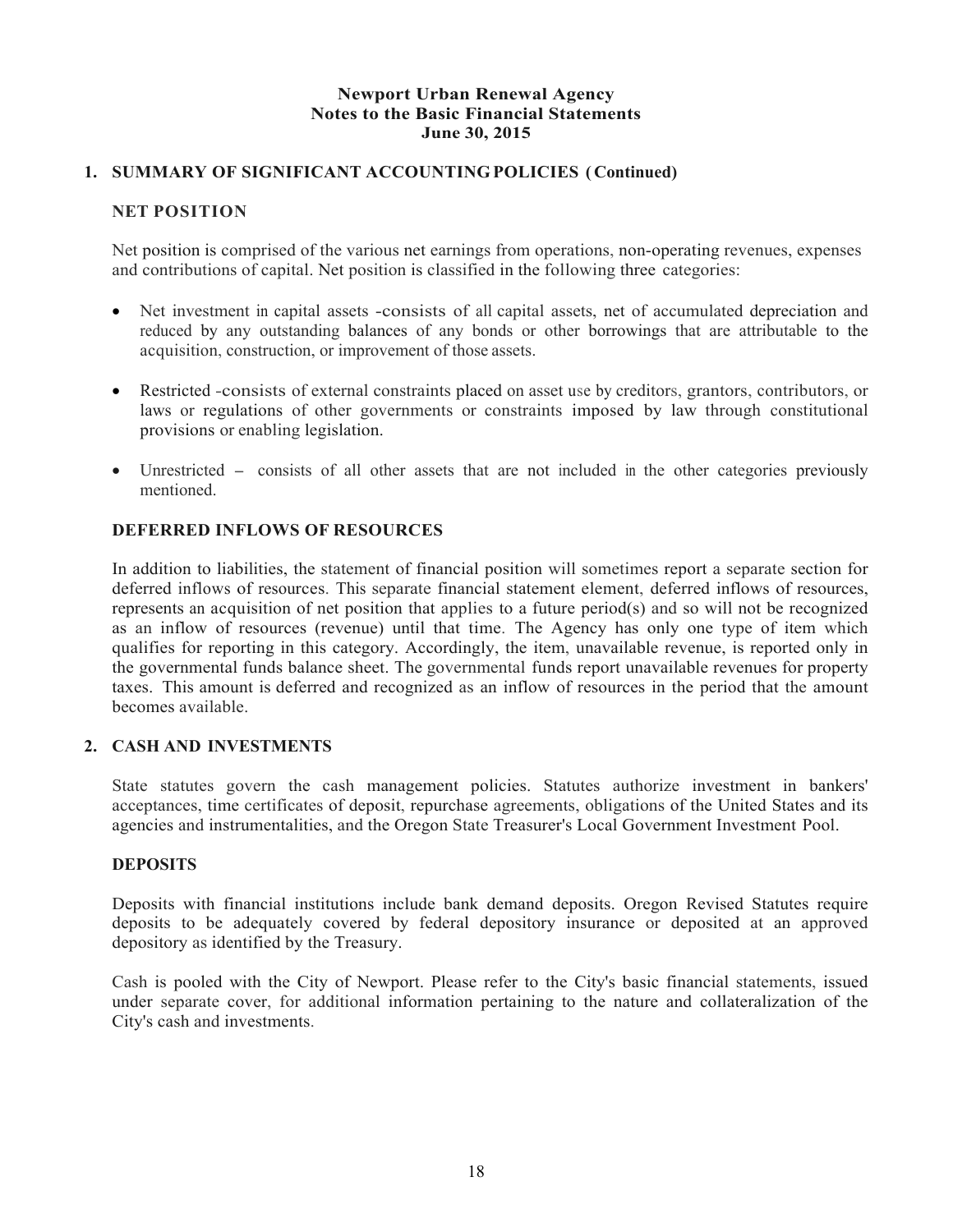**Newport Urban Renewal Agency**
**Notes to the Basic Financial Statements**
**June 30, 2015**

## 1. SUMMARY OF SIGNIFICANT ACCOUNTING POLICIES (Continued)

### NET POSITION

Net position is comprised of the various net earnings from operations, non-operating revenues, expenses and contributions of capital. Net position is classified in the following three categories:

- Net investment in capital assets -consists of all capital assets, net of accumulated depreciation and reduced by any outstanding balances of any bonds or other borrowings that are attributable to the acquisition, construction, or improvement of those assets.

- Restricted -consists of external constraints placed on asset use by creditors, grantors, contributors, or laws or regulations of other governments or constraints imposed by law through constitutional provisions or enabling legislation.

- Unrestricted – consists of all other assets that are not included in the other categories previously mentioned.

### DEFERRED INFLOWS OF RESOURCES

In addition to liabilities, the statement of financial position will sometimes report a separate section for deferred inflows of resources. This separate financial statement element, deferred inflows of resources, represents an acquisition of net position that applies to a future period(s) and so will not be recognized as an inflow of resources (revenue) until that time. The Agency has only one type of item which qualifies for reporting in this category. Accordingly, the item, unavailable revenue, is reported only in the governmental funds balance sheet. The governmental funds report unavailable revenues for property taxes. This amount is deferred and recognized as an inflow of resources in the period that the amount becomes available.

## 2. CASH AND INVESTMENTS

State statutes govern the cash management policies. Statutes authorize investment in bankers' acceptances, time certificates of deposit, repurchase agreements, obligations of the United States and its agencies and instrumentalities, and the Oregon State Treasurer's Local Government Investment Pool.

### DEPOSITS

Deposits with financial institutions include bank demand deposits. Oregon Revised Statutes require deposits to be adequately covered by federal depository insurance or deposited at an approved depository as identified by the Treasury.

Cash is pooled with the City of Newport. Please refer to the City's basic financial statements, issued under separate cover, for additional information pertaining to the nature and collateralization of the City's cash and investments.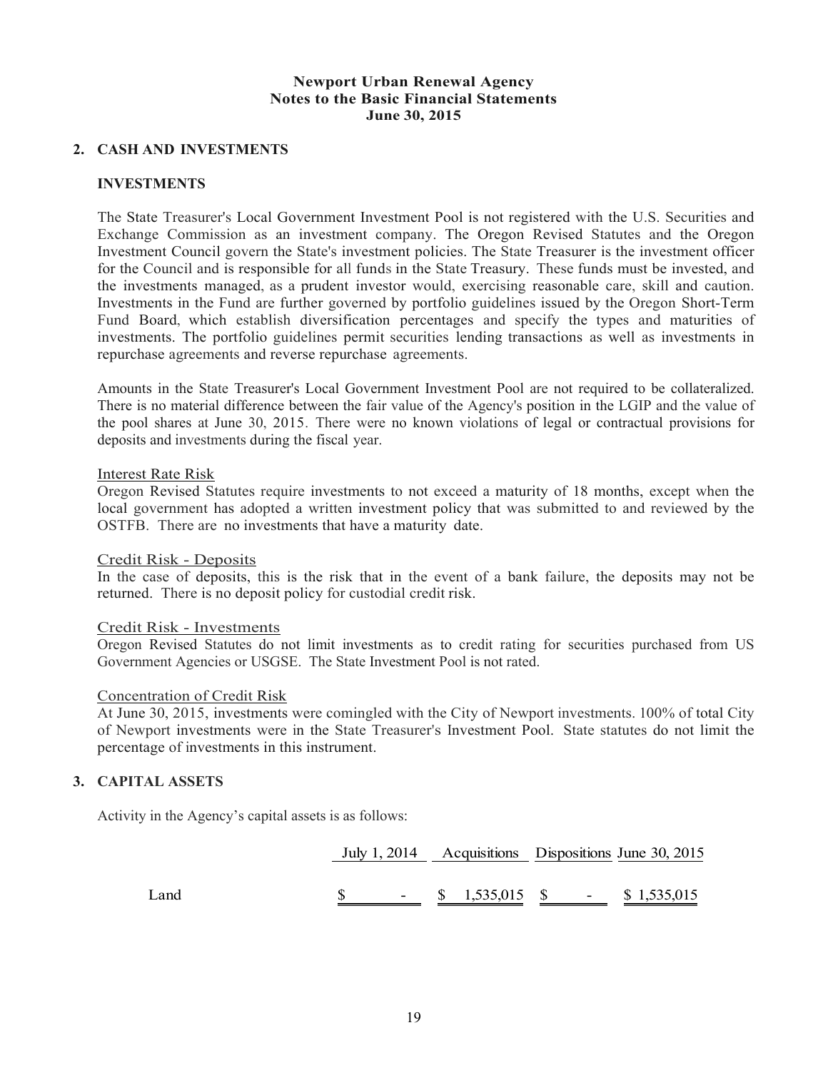**Newport Urban Renewal Agency**
**Notes to the Basic Financial Statements**
**June 30, 2015**

## 2. CASH AND INVESTMENTS

### INVESTMENTS

The State Treasurer's Local Government Investment Pool is not registered with the U.S. Securities and Exchange Commission as an investment company. The Oregon Revised Statutes and the Oregon Investment Council govern the State's investment policies. The State Treasurer is the investment officer for the Council and is responsible for all funds in the State Treasury. These funds must be invested, and the investments managed, as a prudent investor would, exercising reasonable care, skill and caution. Investments in the Fund are further governed by portfolio guidelines issued by the Oregon Short-Term Fund Board, which establish diversification percentages and specify the types and maturities of investments. The portfolio guidelines permit securities lending transactions as well as investments in repurchase agreements and reverse repurchase agreements.

Amounts in the State Treasurer's Local Government Investment Pool are not required to be collateralized. There is no material difference between the fair value of the Agency's position in the LGIP and the value of the pool shares at June 30, 2015. There were no known violations of legal or contractual provisions for deposits and investments during the fiscal year.

Interest Rate Risk
Oregon Revised Statutes require investments to not exceed a maturity of 18 months, except when the local government has adopted a written investment policy that was submitted to and reviewed by the OSTFB. There are no investments that have a maturity date.

Credit Risk - Deposits
In the case of deposits, this is the risk that in the event of a bank failure, the deposits may not be returned. There is no deposit policy for custodial credit risk.

Credit Risk - Investments
Oregon Revised Statutes do not limit investments as to credit rating for securities purchased from US Government Agencies or USGSE. The State Investment Pool is not rated.

Concentration of Credit Risk
At June 30, 2015, investments were comingled with the City of Newport investments. 100% of total City of Newport investments were in the State Treasurer's Investment Pool. State statutes do not limit the percentage of investments in this instrument.

## 3. CAPITAL ASSETS

Activity in the Agency's capital assets is as follows:

| | July 1, 2014 | Acquisitions | Dispositions | June 30, 2015 |
|---|---|---|---|---|
| Land | $ - | $ 1,535,015 | $ - | $ 1,535,015 |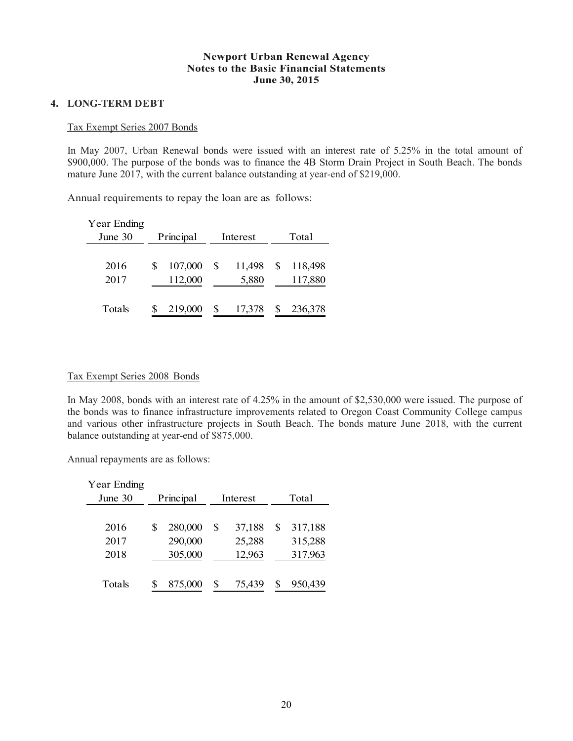**Newport Urban Renewal Agency**
**Notes to the Basic Financial Statements**
**June 30, 2015**

## 4. LONG-TERM DEBT

Tax Exempt Series 2007 Bonds

In May 2007, Urban Renewal bonds were issued with an interest rate of 5.25% in the total amount of $900,000. The purpose of the bonds was to finance the 4B Storm Drain Project in South Beach. The bonds mature June 2017, with the current balance outstanding at year-end of $219,000.

Annual requirements to repay the loan are as follows:

| Year Ending June 30 | Principal | Interest | Total |
|---|---|---|---|
| 2016 | $ 107,000 | $ 11,498 | $ 118,498 |
| 2017 | 112,000 | 5,880 | 117,880 |
| Totals | $ 219,000 | $ 17,378 | $ 236,378 |

Tax Exempt Series 2008 Bonds

In May 2008, bonds with an interest rate of 4.25% in the amount of $2,530,000 were issued. The purpose of the bonds was to finance infrastructure improvements related to Oregon Coast Community College campus and various other infrastructure projects in South Beach. The bonds mature June 2018, with the current balance outstanding at year-end of $875,000.

Annual repayments are as follows:

| Year Ending June 30 | Principal | Interest | Total |
|---|---|---|---|
| 2016 | $ 280,000 | $ 37,188 | $ 317,188 |
| 2017 | 290,000 | 25,288 | 315,288 |
| 2018 | 305,000 | 12,963 | 317,963 |
| Totals | $ 875,000 | $ 75,439 | $ 950,439 |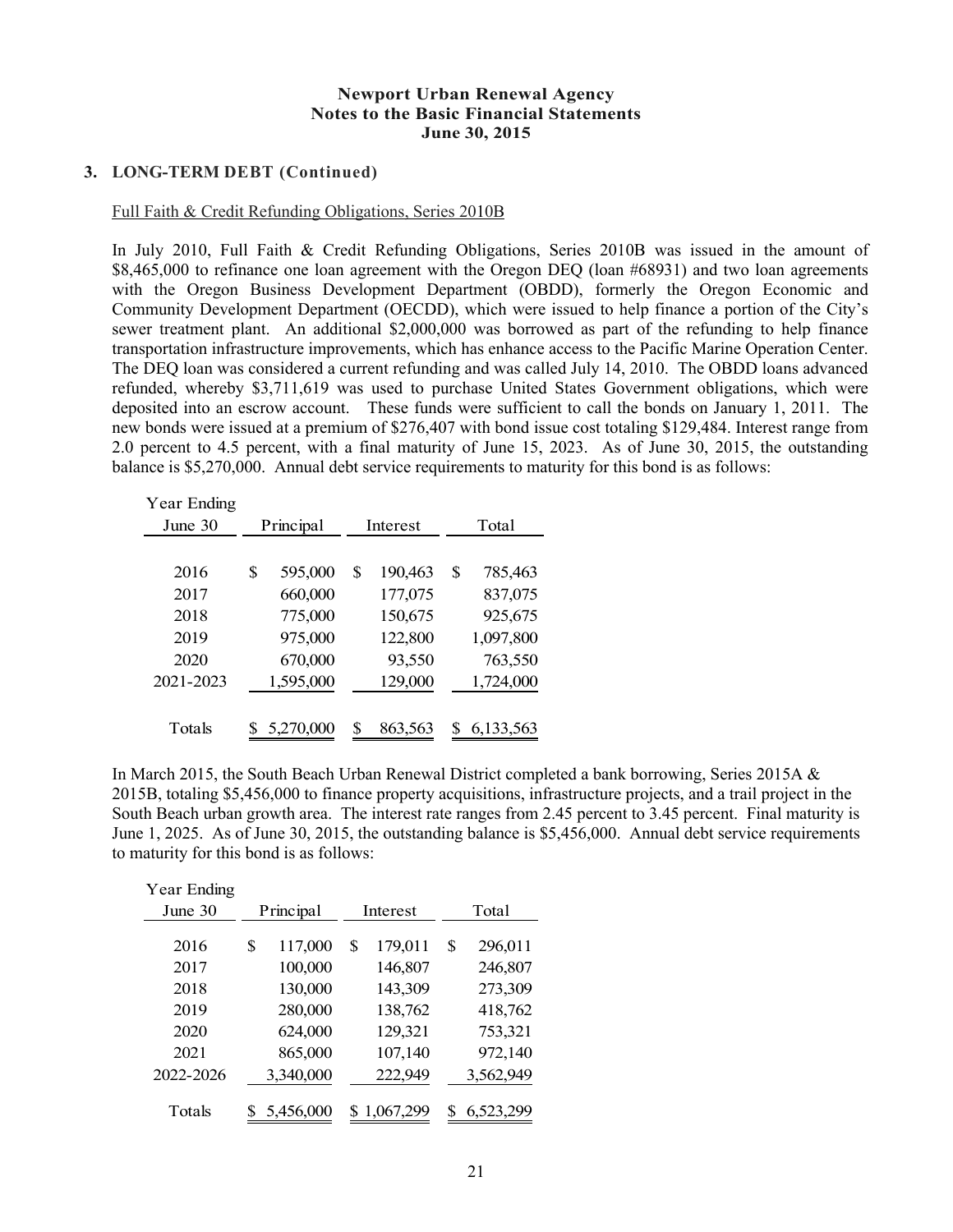**Newport Urban Renewal Agency**
**Notes to the Basic Financial Statements**
**June 30, 2015**

## 3. LONG-TERM DEBT (Continued)

Full Faith & Credit Refunding Obligations, Series 2010B

In July 2010, Full Faith & Credit Refunding Obligations, Series 2010B was issued in the amount of \$8,465,000 to refinance one loan agreement with the Oregon DEQ (loan #68931) and two loan agreements with the Oregon Business Development Department (OBDD), formerly the Oregon Economic and Community Development Department (OECDD), which were issued to help finance a portion of the City's sewer treatment plant. An additional \$2,000,000 was borrowed as part of the refunding to help finance transportation infrastructure improvements, which has enhance access to the Pacific Marine Operation Center. The DEQ loan was considered a current refunding and was called July 14, 2010. The OBDD loans advanced refunded, whereby \$3,711,619 was used to purchase United States Government obligations, which were deposited into an escrow account. These funds were sufficient to call the bonds on January 1, 2011. The new bonds were issued at a premium of \$276,407 with bond issue cost totaling \$129,484. Interest range from 2.0 percent to 4.5 percent, with a final maturity of June 15, 2023. As of June 30, 2015, the outstanding balance is \$5,270,000. Annual debt service requirements to maturity for this bond is as follows:

| Year Ending June 30 | Principal | Interest | Total |
|---|---|---|---|
| 2016 | \$ 595,000 | \$ 190,463 | \$ 785,463 |
| 2017 | 660,000 | 177,075 | 837,075 |
| 2018 | 775,000 | 150,675 | 925,675 |
| 2019 | 975,000 | 122,800 | 1,097,800 |
| 2020 | 670,000 | 93,550 | 763,550 |
| 2021-2023 | 1,595,000 | 129,000 | 1,724,000 |
| Totals | \$ 5,270,000 | \$ 863,563 | \$ 6,133,563 |

In March 2015, the South Beach Urban Renewal District completed a bank borrowing, Series 2015A & 2015B, totaling \$5,456,000 to finance property acquisitions, infrastructure projects, and a trail project in the South Beach urban growth area. The interest rate ranges from 2.45 percent to 3.45 percent. Final maturity is June 1, 2025. As of June 30, 2015, the outstanding balance is \$5,456,000. Annual debt service requirements to maturity for this bond is as follows:

| Year Ending June 30 | Principal | Interest | Total |
|---|---|---|---|
| 2016 | \$ 117,000 | \$ 179,011 | \$ 296,011 |
| 2017 | 100,000 | 146,807 | 246,807 |
| 2018 | 130,000 | 143,309 | 273,309 |
| 2019 | 280,000 | 138,762 | 418,762 |
| 2020 | 624,000 | 129,321 | 753,321 |
| 2021 | 865,000 | 107,140 | 972,140 |
| 2022-2026 | 3,340,000 | 222,949 | 3,562,949 |
| Totals | \$ 5,456,000 | \$ 1,067,299 | \$ 6,523,299 |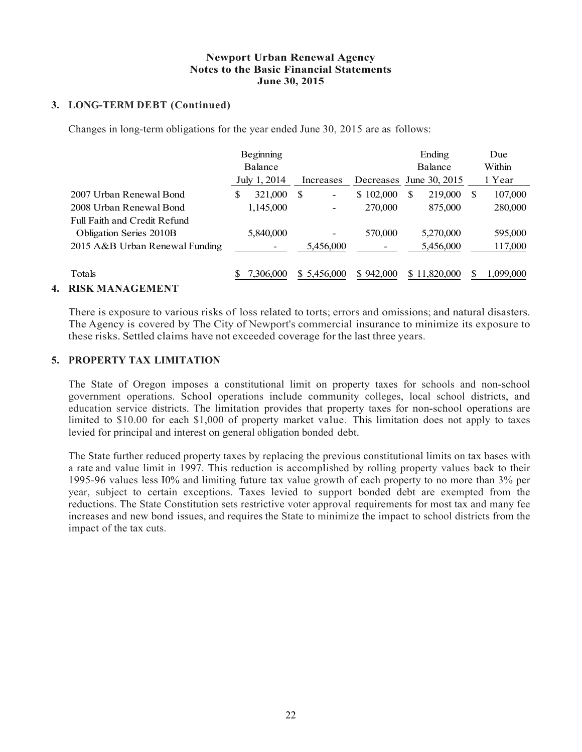# Newport Urban Renewal Agency
## Notes to the Basic Financial Statements
### June 30, 2015

**3. LONG-TERM DEBT (Continued)**

Changes in long-term obligations for the year ended June 30, 2015 are as follows:

| | Beginning Balance July 1, 2014 | Increases | Decreases | Ending Balance June 30, 2015 | Due Within 1 Year |
|---|---|---|---|---|---|
| 2007 Urban Renewal Bond | $ 321,000 | $ - | $ 102,000 | $ 219,000 | $ 107,000 |
| 2008 Urban Renewal Bond | 1,145,000 | - | 270,000 | 875,000 | 280,000 |
| Full Faith and Credit Refund Obligation Series 2010B | 5,840,000 | - | 570,000 | 5,270,000 | 595,000 |
| 2015 A&B Urban Renewal Funding | - | 5,456,000 | - | 5,456,000 | 117,000 |
| Totals | $ 7,306,000 | $ 5,456,000 | $ 942,000 | $ 11,820,000 | $ 1,099,000 |

**4. RISK MANAGEMENT**

There is exposure to various risks of loss related to torts; errors and omissions; and natural disasters. The Agency is covered by The City of Newport's commercial insurance to minimize its exposure to these risks. Settled claims have not exceeded coverage for the last three years.

**5. PROPERTY TAX LIMITATION**

The State of Oregon imposes a constitutional limit on property taxes for schools and non-school government operations. School operations include community colleges, local school districts, and education service districts. The limitation provides that property taxes for non-school operations are limited to $10.00 for each $1,000 of property market value. This limitation does not apply to taxes levied for principal and interest on general obligation bonded debt.

The State further reduced property taxes by replacing the previous constitutional limits on tax bases with a rate and value limit in 1997. This reduction is accomplished by rolling property values back to their 1995-96 values less I0% and limiting future tax value growth of each property to no more than 3% per year, subject to certain exceptions. Taxes levied to support bonded debt are exempted from the reductions. The State Constitution sets restrictive voter approval requirements for most tax and many fee increases and new bond issues, and requires the State to minimize the impact to school districts from the impact of the tax cuts.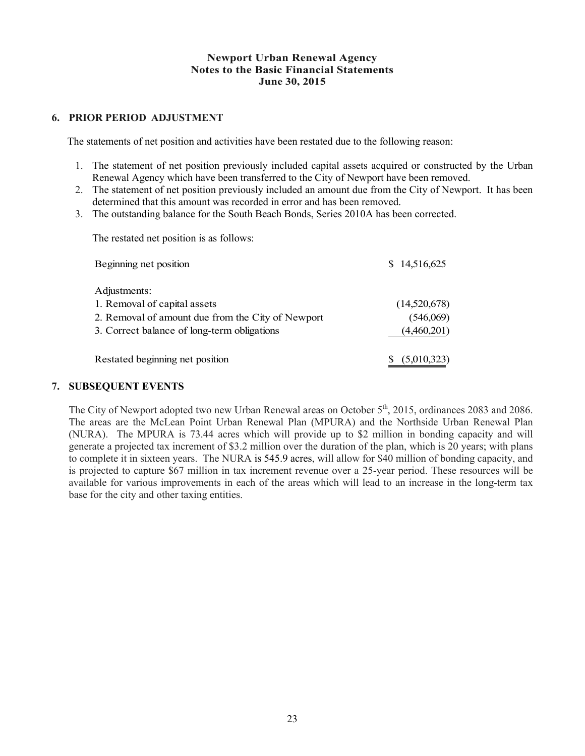## 6. PRIOR PERIOD ADJUSTMENT

The statements of net position and activities have been restated due to the following reason:

1. The statement of net position previously included capital assets acquired or constructed by the Urban Renewal Agency which have been transferred to the City of Newport have been removed.
2. The statement of net position previously included an amount due from the City of Newport. It has been determined that this amount was recorded in error and has been removed.
3. The outstanding balance for the South Beach Bonds, Series 2010A has been corrected.

The restated net position is as follows:

| | |
|---|---|
| Beginning net position | $ 14,516,625 |
| Adjustments: | |
| 1. Removal of capital assets | (14,520,678) |
| 2. Removal of amount due from the City of Newport | (546,069) |
| 3. Correct balance of long-term obligations | (4,460,201) |
| Restated beginning net position | $ (5,010,323) |

## 7. SUBSEQUENT EVENTS

The City of Newport adopted two new Urban Renewal areas on October 5th, 2015, ordinances 2083 and 2086. The areas are the McLean Point Urban Renewal Plan (MPURA) and the Northside Urban Renewal Plan (NURA). The MPURA is 73.44 acres which will provide up to $2 million in bonding capacity and will generate a projected tax increment of $3.2 million over the duration of the plan, which is 20 years; with plans to complete it in sixteen years. The NURA is 545.9 acres, will allow for $40 million of bonding capacity, and is projected to capture $67 million in tax increment revenue over a 25-year period. These resources will be available for various improvements in each of the areas which will lead to an increase in the long-term tax base for the city and other taxing entities.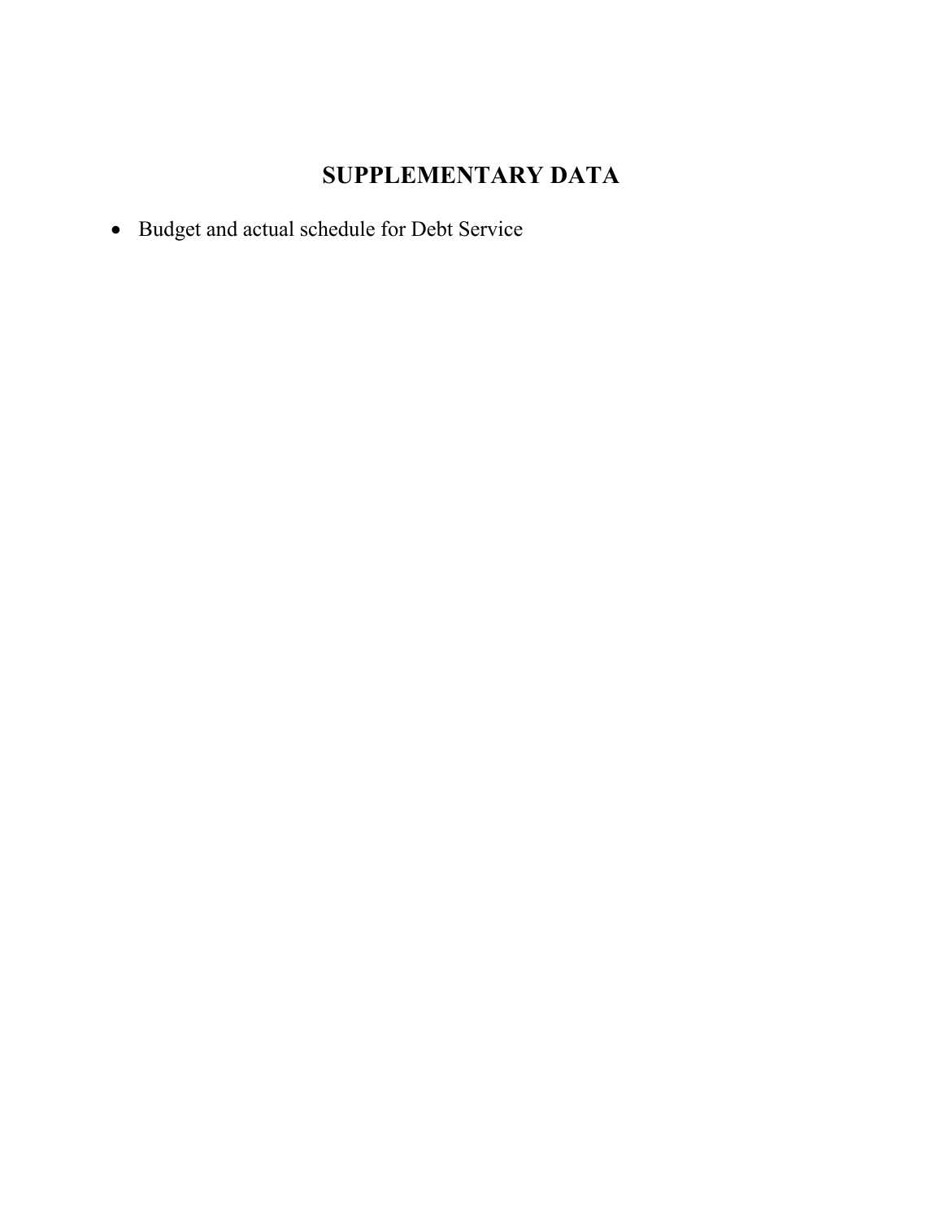# SUPPLEMENTARY DATA

- Budget and actual schedule for Debt Service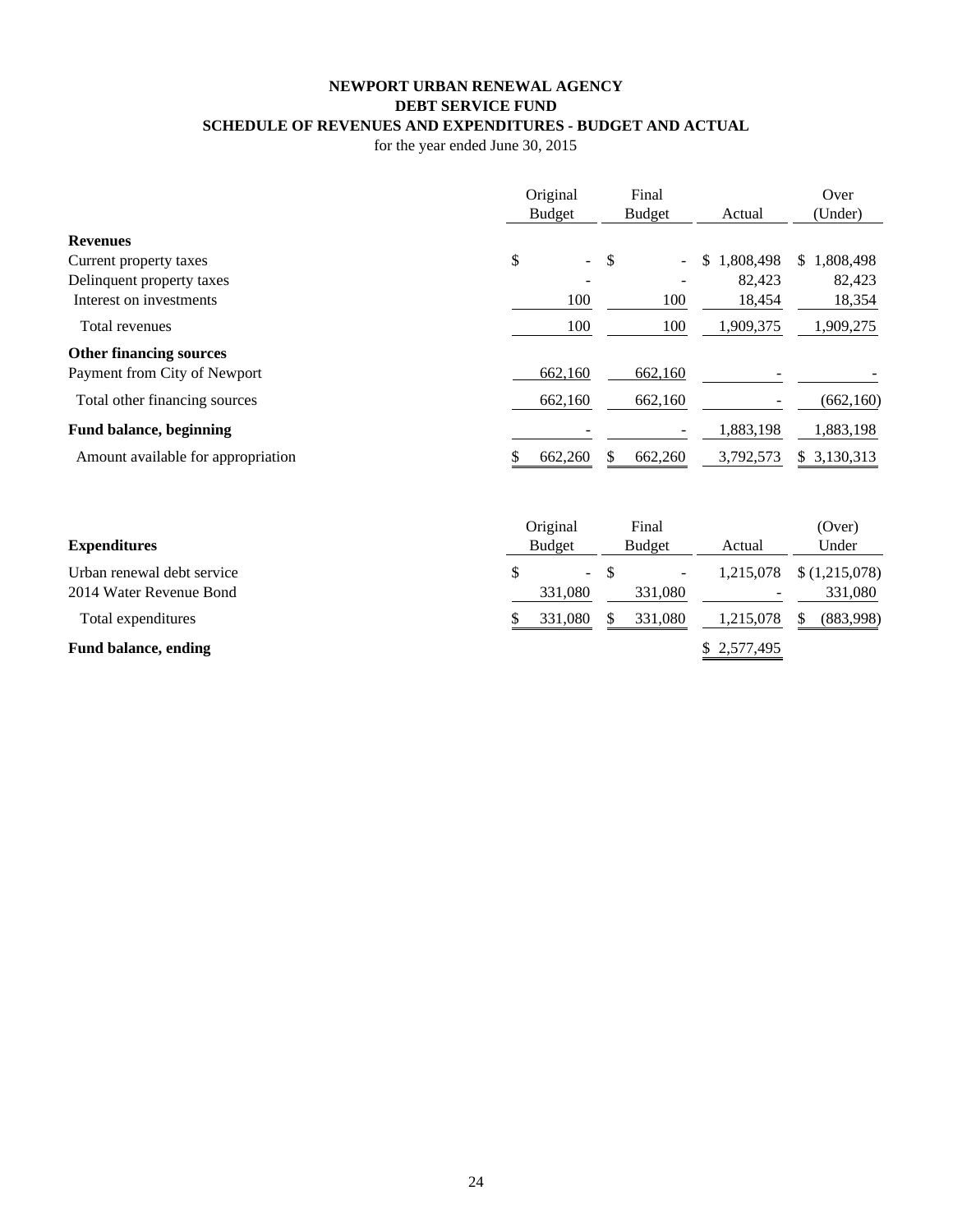**NEWPORT URBAN RENEWAL AGENCY**
**DEBT SERVICE FUND**
**SCHEDULE OF REVENUES AND EXPENDITURES - BUDGET AND ACTUAL**
for the year ended June 30, 2015

| | Original Budget | Final Budget | Actual | Over (Under) |
|---|---|---|---|---|
| **Revenues** | | | | |
| Current property taxes | $ - | $ - | $ 1,808,498 | $ 1,808,498 |
| Delinquent property taxes | - | - | 82,423 | 82,423 |
| Interest on investments | 100 | 100 | 18,454 | 18,354 |
| Total revenues | 100 | 100 | 1,909,375 | 1,909,275 |
| **Other financing sources** | | | | |
| Payment from City of Newport | 662,160 | 662,160 | - | - |
| Total other financing sources | 662,160 | 662,160 | - | (662,160) |
| **Fund balance, beginning** | - | - | 1,883,198 | 1,883,198 |
| Amount available for appropriation | $ 662,260 | $ 662,260 | 3,792,573 | $ 3,130,313 |

| **Expenditures** | Original Budget | Final Budget | Actual | (Over) Under |
|---|---|---|---|---|
| Urban renewal debt service | $ - | $ - | 1,215,078 | $ (1,215,078) |
| 2014 Water Revenue Bond | 331,080 | 331,080 | - | 331,080 |
| Total expenditures | $ 331,080 | $ 331,080 | 1,215,078 | $ (883,998) |
| **Fund balance, ending** | | | $ 2,577,495 | |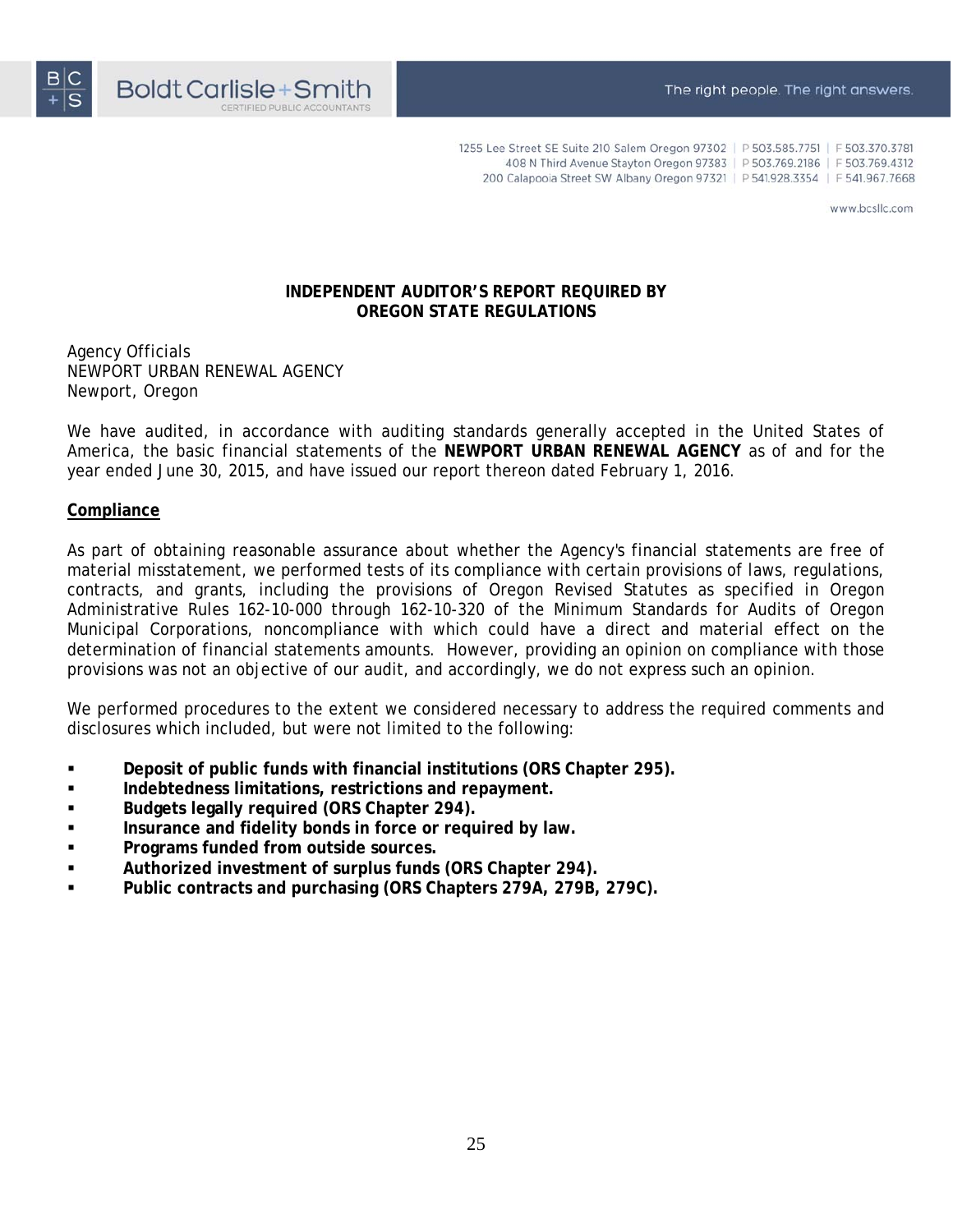# INDEPENDENT AUDITOR'S REPORT REQUIRED BY OREGON STATE REGULATIONS

Agency Officials
NEWPORT URBAN RENEWAL AGENCY
Newport, Oregon

We have audited, in accordance with auditing standards generally accepted in the United States of America, the basic financial statements of the **NEWPORT URBAN RENEWAL AGENCY** as of and for the year ended June 30, 2015, and have issued our report thereon dated February 1, 2016.

**Compliance**

As part of obtaining reasonable assurance about whether the Agency's financial statements are free of material misstatement, we performed tests of its compliance with certain provisions of laws, regulations, contracts, and grants, including the provisions of Oregon Revised Statutes as specified in Oregon Administrative Rules 162-10-000 through 162-10-320 of the Minimum Standards for Audits of Oregon Municipal Corporations, noncompliance with which could have a direct and material effect on the determination of financial statements amounts. However, providing an opinion on compliance with those provisions was not an objective of our audit, and accordingly, we do not express such an opinion.

We performed procedures to the extent we considered necessary to address the required comments and disclosures which included, but were not limited to the following:

- **Deposit of public funds with financial institutions (ORS Chapter 295).**
- **Indebtedness limitations, restrictions and repayment.**
- **Budgets legally required (ORS Chapter 294).**
- **Insurance and fidelity bonds in force or required by law.**
- **Programs funded from outside sources.**
- **Authorized investment of surplus funds (ORS Chapter 294).**
- **Public contracts and purchasing (ORS Chapters 279A, 279B, 279C).**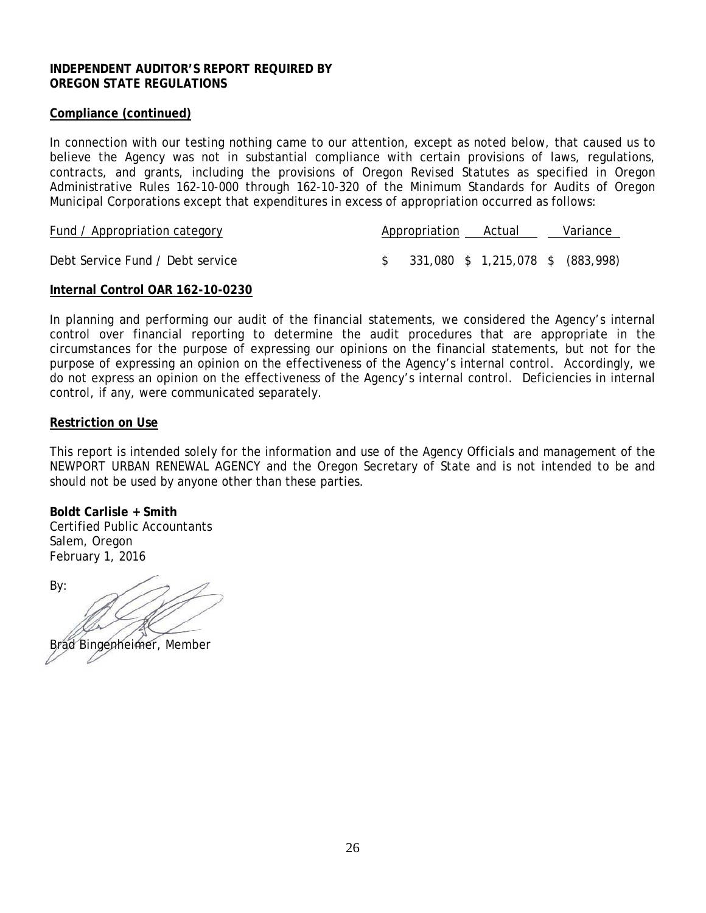**INDEPENDENT AUDITOR'S REPORT REQUIRED BY OREGON STATE REGULATIONS**

**Compliance (continued)**

In connection with our testing nothing came to our attention, except as noted below, that caused us to believe the Agency was not in substantial compliance with certain provisions of laws, regulations, contracts, and grants, including the provisions of Oregon Revised Statutes as specified in Oregon Administrative Rules 162-10-000 through 162-10-320 of the Minimum Standards for Audits of Oregon Municipal Corporations except that expenditures in excess of appropriation occurred as follows:

| Fund / Appropriation category | Appropriation | Actual | Variance |
|---|---|---|---|
| Debt Service Fund / Debt service | $ 331,080 | $ 1,215,078 | $ (883,998) |

**Internal Control OAR 162-10-0230**

In planning and performing our audit of the financial statements, we considered the Agency's internal control over financial reporting to determine the audit procedures that are appropriate in the circumstances for the purpose of expressing our opinions on the financial statements, but not for the purpose of expressing an opinion on the effectiveness of the Agency's internal control. Accordingly, we do not express an opinion on the effectiveness of the Agency's internal control. Deficiencies in internal control, if any, were communicated separately.

**Restriction on Use**

This report is intended solely for the information and use of the Agency Officials and management of the NEWPORT URBAN RENEWAL AGENCY and the Oregon Secretary of State and is not intended to be and should not be used by anyone other than these parties.

**Boldt Carlisle + Smith**
Certified Public Accountants
Salem, Oregon
February 1, 2016

By:

Brad Bingenheimer, Member